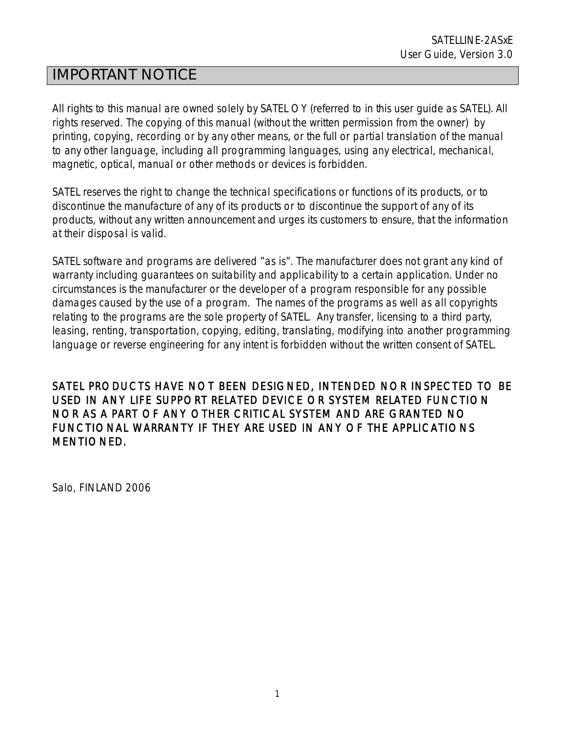# IMPORTANT NOTICE

All rights to this manual are owned solely by SATEL OY (referred to in this user guide as SATEL). All rights reserved. The copying of this manual (without the written permission from the owner) by printing, copying, recording or by any other means, or the full or partial translation of the manual to any other language, including all programming languages, using any electrical, mechanical, magnetic, optical, manual or other methods or devices is forbidden.

SATEL reserves the right to change the technical specifications or functions of its products, or to discontinue the manufacture of any of its products or to discontinue the support of any of its products, without any written announcement and urges its customers to ensure, that the information at their disposal is valid.

SATEL software and programs are delivered "as is". The manufacturer does not grant any kind of warranty including guarantees on suitability and applicability to a certain application. Under no circumstances is the manufacturer or the developer of a program responsible for any possible damages caused by the use of a program. The names of the programs as well as all copyrights relating to the programs are the sole property of SATEL. Any transfer, licensing to a third party, leasing, renting, transportation, copying, editing, translating, modifying into another programming language or reverse engineering for any intent is forbidden without the written consent of SATEL.

SATEL PRODUCTS HAVE NOT BEEN DESIGNED, INTENDED NOR INSPECTED TO BE USED IN ANY LIFE SUPPORT RELATED DEVICE OR SYSTEM RELATED FUNCTION NOR AS A PART OF ANY OTHER CRITICAL SYSTEM AND ARE GRANTED NO FUNCTIONAL WARRANTY IF THEY ARE USED IN ANY OF THE APPLICATIONS MENTIONED.

Salo, FINLAND 2006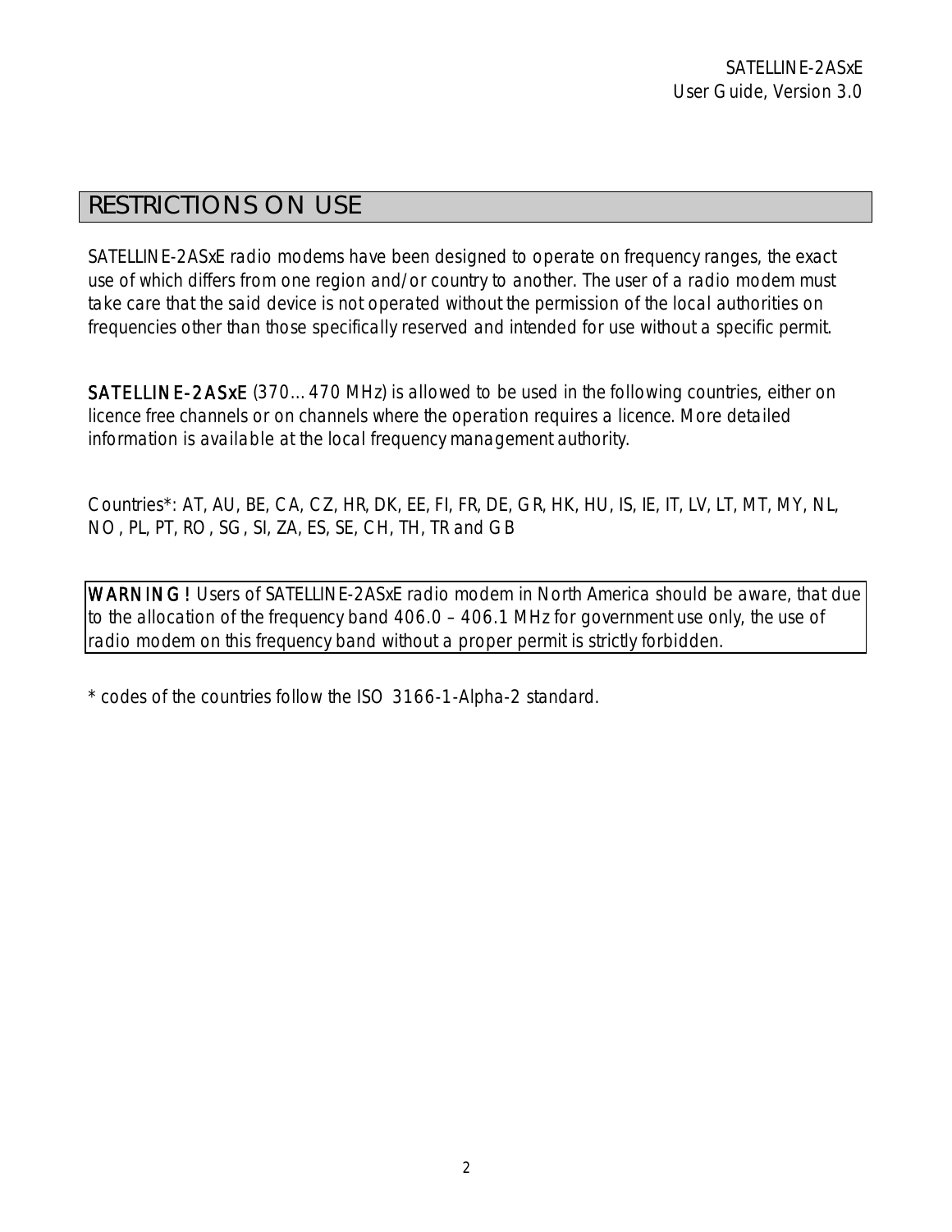# RESTRICTIONS ON USE

SATELLINE-2ASxE radio modems have been designed to operate on frequency ranges, the exact use of which differs from one region and/or country to another. The user of a radio modem must take care that the said device is not operated without the permission of the local authorities on frequencies other than those specifically reserved and intended for use without a specific permit.

**SATELLINE-2ASxE** (370…470 MHz) is allowed to be used in the following countries, either on licence free channels or on channels where the operation requires a licence. More detailed information is available at the local frequency management authority.

Countries*: AT, AU, BE, CA, CZ, HR, DK, EE, FI, FR, DE, GR, HK, HU, IS, IE, IT, LV, LT, MT, MY, NL, NO, PL, PT, RO, SG, SI, ZA, ES, SE, CH, TH, TR and GB

**WARNING!** Users of SATELLINE-2ASxE radio modem in North America should be aware, that due to the allocation of the frequency band 406.0 – 406.1 MHz for government use only, the use of radio modem on this frequency band without a proper permit is strictly forbidden.

* codes of the countries follow the ISO 3166-1-Alpha-2 standard.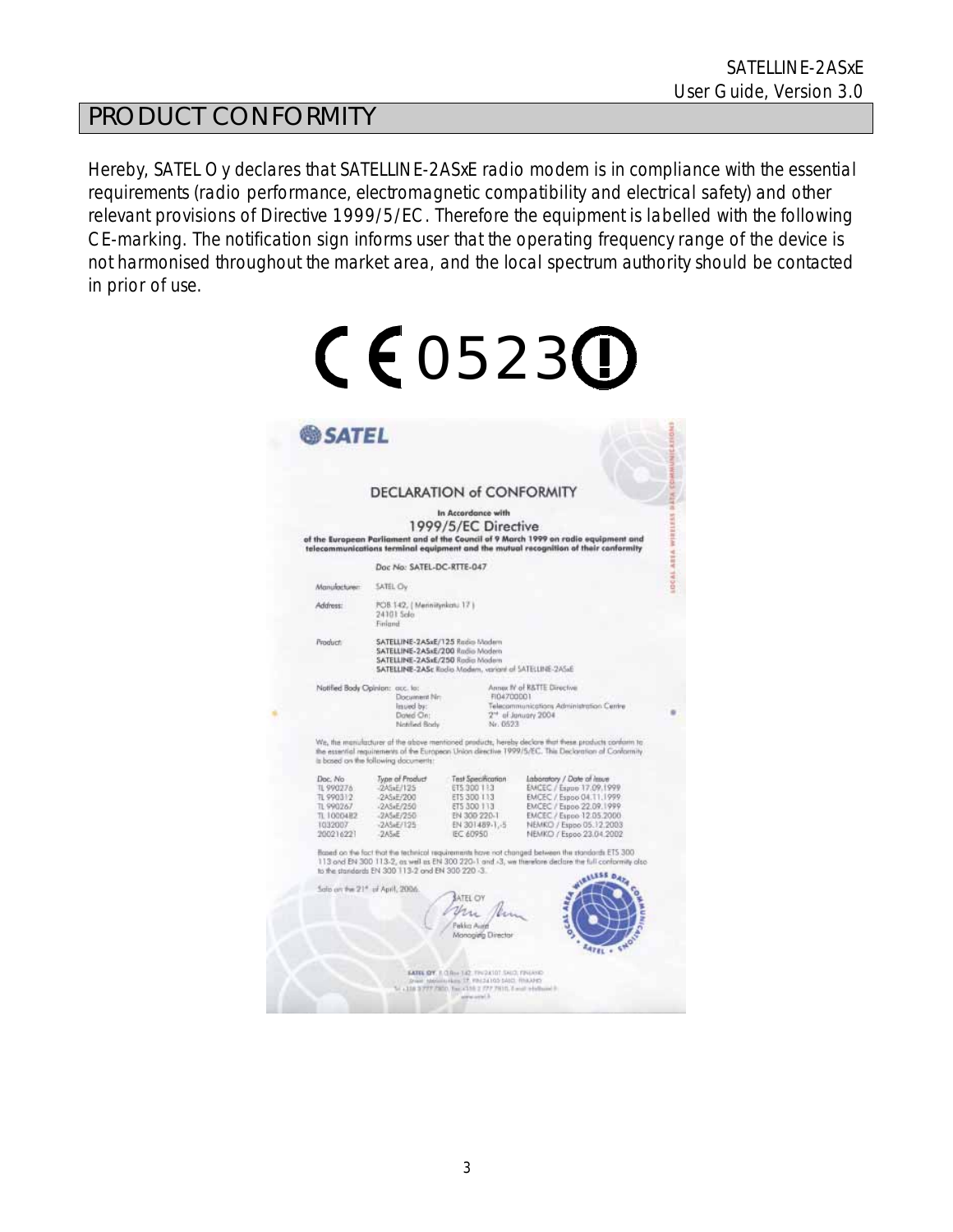# PRODUCT CONFORMITY

Hereby, SATEL Oy declares that SATELLINE-2ASxE radio modem is in compliance with the essential requirements (radio performance, electromagnetic compatibility and electrical safety) and other relevant provisions of Directive 1999/5/EC. Therefore the equipment is labelled with the following CE-marking. The notification sign informs user that the operating frequency range of the device is not harmonised throughout the market area, and the local spectrum authority should be contacted in prior of use.

CE 0523 ⓘ

SATEL

## DECLARATION of CONFORMITY

In Accordance with

1999/5/EC Directive

of the European Parliament and of the Council of 9 March 1999 on radio equipment and telecommunications terminal equipment and the mutual recognition of their conformity

Doc No: SATEL-DC-RTTE-047

Manufacturer: SATEL Oy

Address: POB 142, ( Meriniitynkatu 17 )
24101 Salo
Finland

Product:
SATELLINE-2ASxE/125 Radio Modem
SATELLINE-2ASxE/200 Radio Modem
SATELLINE-2ASxE/250 Radio Modem
SATELLINE-2ASc Radio Modem, variant of SATELLINE-2ASxE

Notified Body Opinion: acc. to: Annex IV of R&TTE Directive
Document Nr: FI04700001
Issued by: Telecommunications Administration Centre
Dated On: 2nd of January 2004
Notified Body: Nr. 0523

We, the manufacturer of the above mentioned products, hereby declare that these products conform to the essential requirements of the European Union directive 1999/5/EC. This Declaration of Conformity is based on the following documents:

| Doc. No | Type of Product | Test Specification | Laboratory / Date of Issue |
|---|---|---|---|
| TL 990276 | -2ASxE/125 | ETS 300 113 | EMCEC / Espoo 17.09.1999 |
| TL 990312 | -2ASxE/200 | ETS 300 113 | EMCEC / Espoo 04.11.1999 |
| TL 990267 | -2ASxE/250 | ETS 300 113 | EMCEC / Espoo 22.09.1999 |
| TL 1000482 | -2ASxE/250 | EN 300 220-1 | EMCEC / Espoo 12.05.2000 |
| 1032007 | -2ASxE/125 | EN 301489-1,-5 | NEMKO / Espoo 05.12.2003 |
| 200216221 | -2ASxE | IEC 60950 | NEMKO / Espoo 23.04.2002 |

Based on the fact that the technical requirements have not changed between the standards ETS 300 113 and EN 300 113-2, as well as EN 300 220-1 and -3, we therefore declare the full conformity also to the standards EN 300 113-2 and EN 300 220-3.

Salo on the 21st of April, 2006

SATEL OY

Pekka Aura
Managing Director

SATEL OY P.O.Box 142, FIN-24101 SALO, FINLAND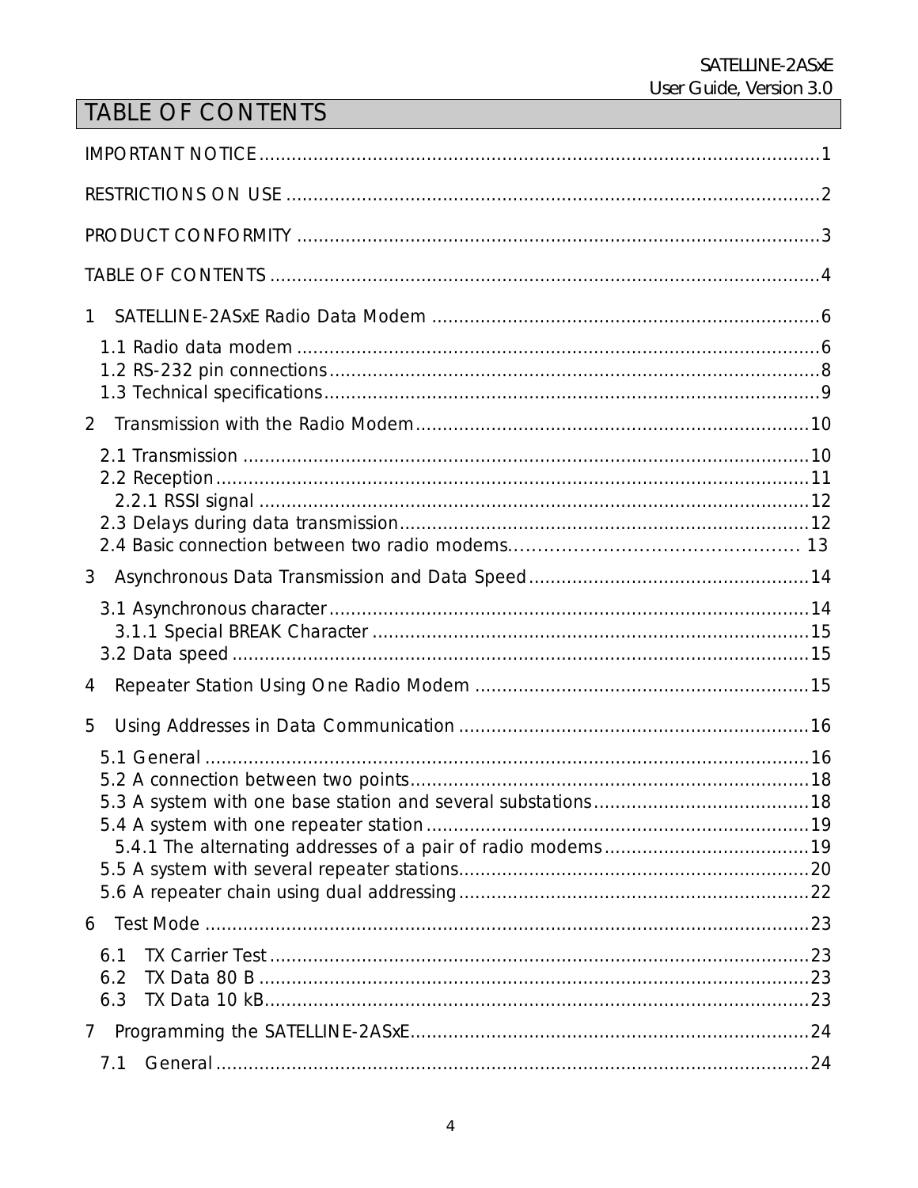# TABLE OF CONTENTS

IMPORTANT NOTICE........................................................................................................1

RESTRICTIONS ON USE ..................................................................................................2

PRODUCT CONFORMITY ................................................................................................3

TABLE OF CONTENTS .....................................................................................................4

1 SATELLINE-2ASxE Radio Data Modem ........................................................................6

- 1.1 Radio data modem ................................................................................................6
- 1.2 RS-232 pin connections..........................................................................................8
- 1.3 Technical specifications...........................................................................................9

2 Transmission with the Radio Modem.........................................................................10

- 2.1 Transmission .........................................................................................................10
- 2.2 Reception..............................................................................................................11
  - 2.2.1 RSSI signal ......................................................................................................12
- 2.3 Delays during data transmission............................................................................12
- 2.4 Basic connection between two radio modems.................................................. 13

3 Asynchronous Data Transmission and Data Speed....................................................14

- 3.1 Asynchronous character.........................................................................................14
  - 3.1.1 Special BREAK Character .................................................................................15
- 3.2 Data speed ...........................................................................................................15

4 Repeater Station Using One Radio Modem ..............................................................15

5 Using Addresses in Data Communication .................................................................16

- 5.1 General ................................................................................................................16
- 5.2 A connection between two points..........................................................................18
- 5.3 A system with one base station and several substations........................................18
- 5.4 A system with one repeater station.......................................................................19
  - 5.4.1 The alternating addresses of a pair of radio modems......................................19
- 5.5 A system with several repeater stations.................................................................20
- 5.6 A repeater chain using dual addressing.................................................................22

6 Test Mode ................................................................................................................23

- 6.1 TX Carrier Test ......................................................................................................23
- 6.2 TX Data 80 B ........................................................................................................23
- 6.3 TX Data 10 kB.......................................................................................................23

7 Programming the SATELLINE-2ASxE..........................................................................24

- 7.1 General ................................................................................................................24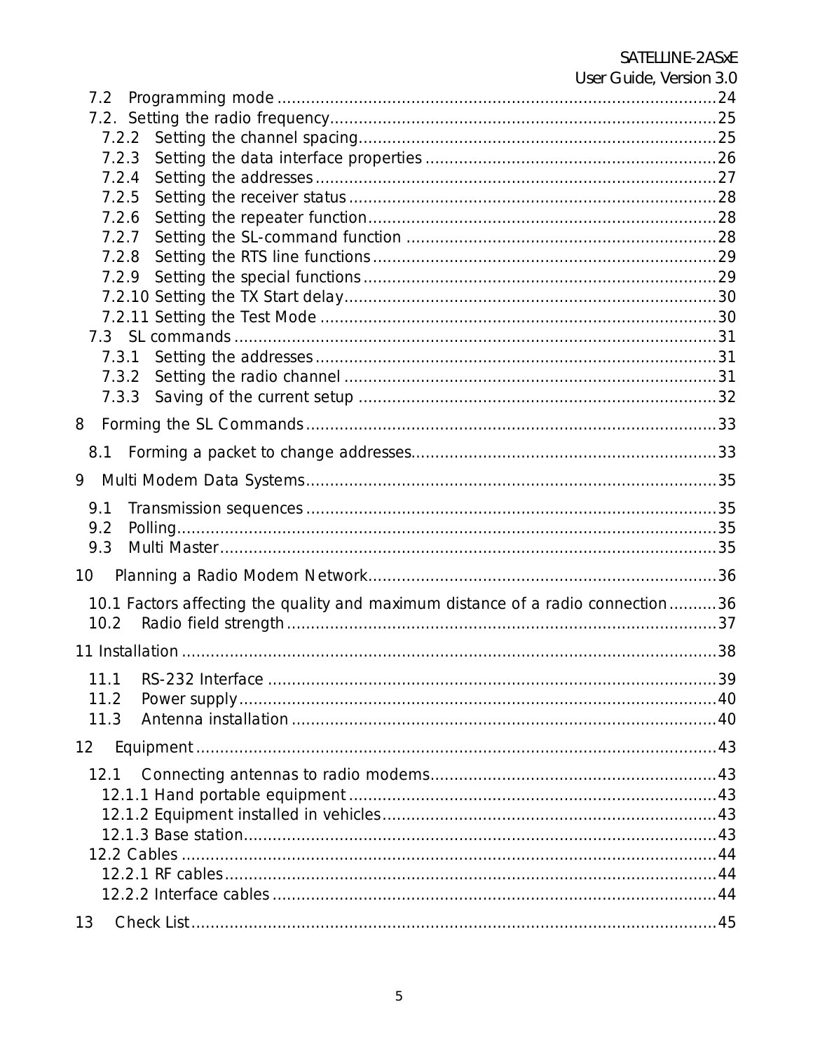7.2 Programming mode ........................................................................................24
7.2. Setting the radio frequency...............................................................................25
7.2.2 Setting the channel spacing.........................................................................25
7.2.3 Setting the data interface properties ...........................................................26
7.2.4 Setting the addresses .................................................................................27
7.2.5 Setting the receiver status ..........................................................................28
7.2.6 Setting the repeater function.......................................................................28
7.2.7 Setting the SL-command function ...............................................................28
7.2.8 Setting the RTS line functions .....................................................................29
7.2.9 Setting the special functions .......................................................................29
7.2.10 Setting the TX Start delay...........................................................................30
7.2.11 Setting the Test Mode ................................................................................30
7.3 SL commands ..................................................................................................31
7.3.1 Setting the addresses .................................................................................31
7.3.2 Setting the radio channel ............................................................................31
7.3.3 Saving of the current setup .........................................................................32

8 Forming the SL Commands ....................................................................................33

8.1 Forming a packet to change addresses...............................................................33

9 Multi Modem Data Systems....................................................................................35

9.1 Transmission sequences ....................................................................................35
9.2 Polling...............................................................................................................35
9.3 Multi Master......................................................................................................35

10 Planning a Radio Modem Network.......................................................................36

10.1 Factors affecting the quality and maximum distance of a radio connection..........36
10.2 Radio field strength........................................................................................37

11 Installation ...........................................................................................................38

11.1 RS-232 Interface ............................................................................................39
11.2 Power supply..................................................................................................40
11.3 Antenna installation .......................................................................................40

12 Equipment ...........................................................................................................43

12.1 Connecting antennas to radio modems...........................................................43
12.1.1 Hand portable equipment ..........................................................................43
12.1.2 Equipment installed in vehicles....................................................................43
12.1.3 Base station................................................................................................43
12.2 Cables .............................................................................................................44
12.2.1 RF cables....................................................................................................44
12.2.2 Interface cables ..........................................................................................44

13 Check List............................................................................................................45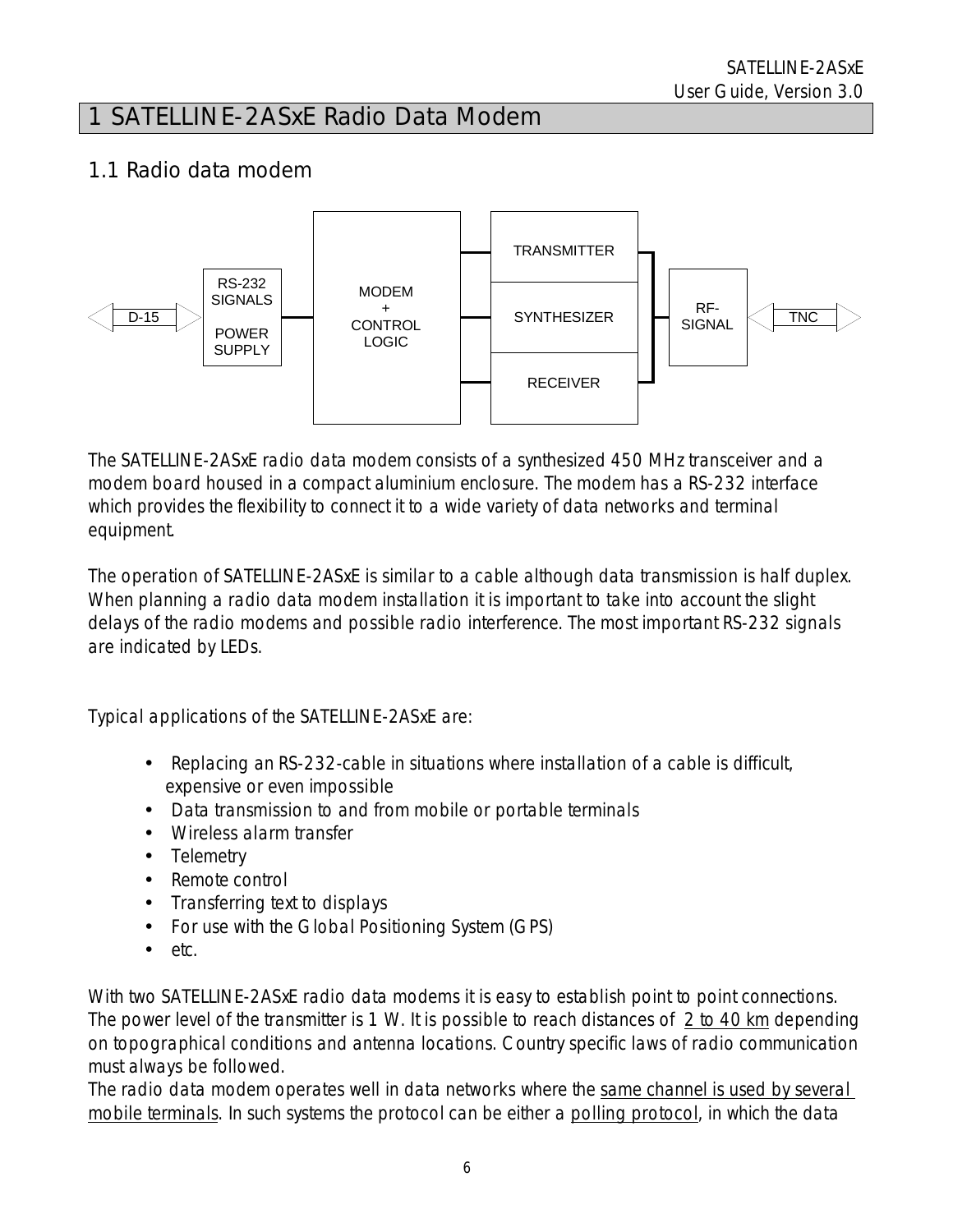# 1 SATELLINE-2ASxE Radio Data Modem

## 1.1 Radio data modem

The SATELLINE-2ASxE radio data modem consists of a synthesized 450 MHz transceiver and a modem board housed in a compact aluminium enclosure. The modem has a RS-232 interface which provides the flexibility to connect it to a wide variety of data networks and terminal equipment.

The operation of SATELLINE-2ASxE is similar to a cable although data transmission is half duplex. When planning a radio data modem installation it is important to take into account the slight delays of the radio modems and possible radio interference. The most important RS-232 signals are indicated by LEDs.

Typical applications of the SATELLINE-2ASxE are:

- Replacing an RS-232-cable in situations where installation of a cable is difficult, expensive or even impossible
- Data transmission to and from mobile or portable terminals
- Wireless alarm transfer
- Telemetry
- Remote control
- Transferring text to displays
- For use with the Global Positioning System (GPS)
- etc.

With two SATELLINE-2ASxE radio data modems it is easy to establish point to point connections. The power level of the transmitter is 1 W. It is possible to reach distances of 2 to 40 km depending on topographical conditions and antenna locations. Country specific laws of radio communication must always be followed.
The radio data modem operates well in data networks where the same channel is used by several mobile terminals. In such systems the protocol can be either a polling protocol, in which the data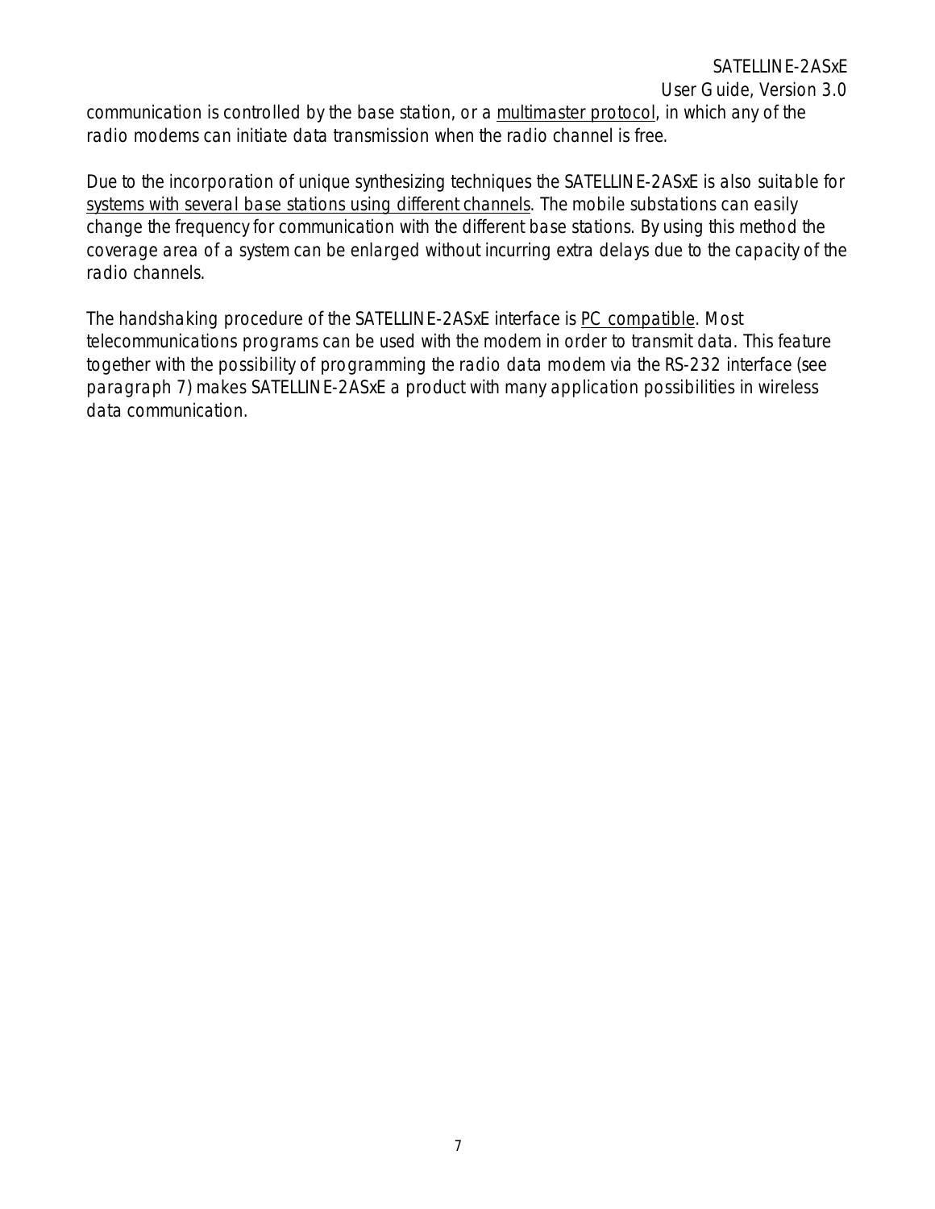communication is controlled by the base station, or a multimaster protocol, in which any of the radio modems can initiate data transmission when the radio channel is free.

Due to the incorporation of unique synthesizing techniques the SATELLINE-2ASxE is also suitable for systems with several base stations using different channels. The mobile substations can easily change the frequency for communication with the different base stations. By using this method the coverage area of a system can be enlarged without incurring extra delays due to the capacity of the radio channels.

The handshaking procedure of the SATELLINE-2ASxE interface is PC compatible. Most telecommunications programs can be used with the modem in order to transmit data. This feature together with the possibility of programming the radio data modem via the RS-232 interface (see paragraph 7) makes SATELLINE-2ASxE a product with many application possibilities in wireless data communication.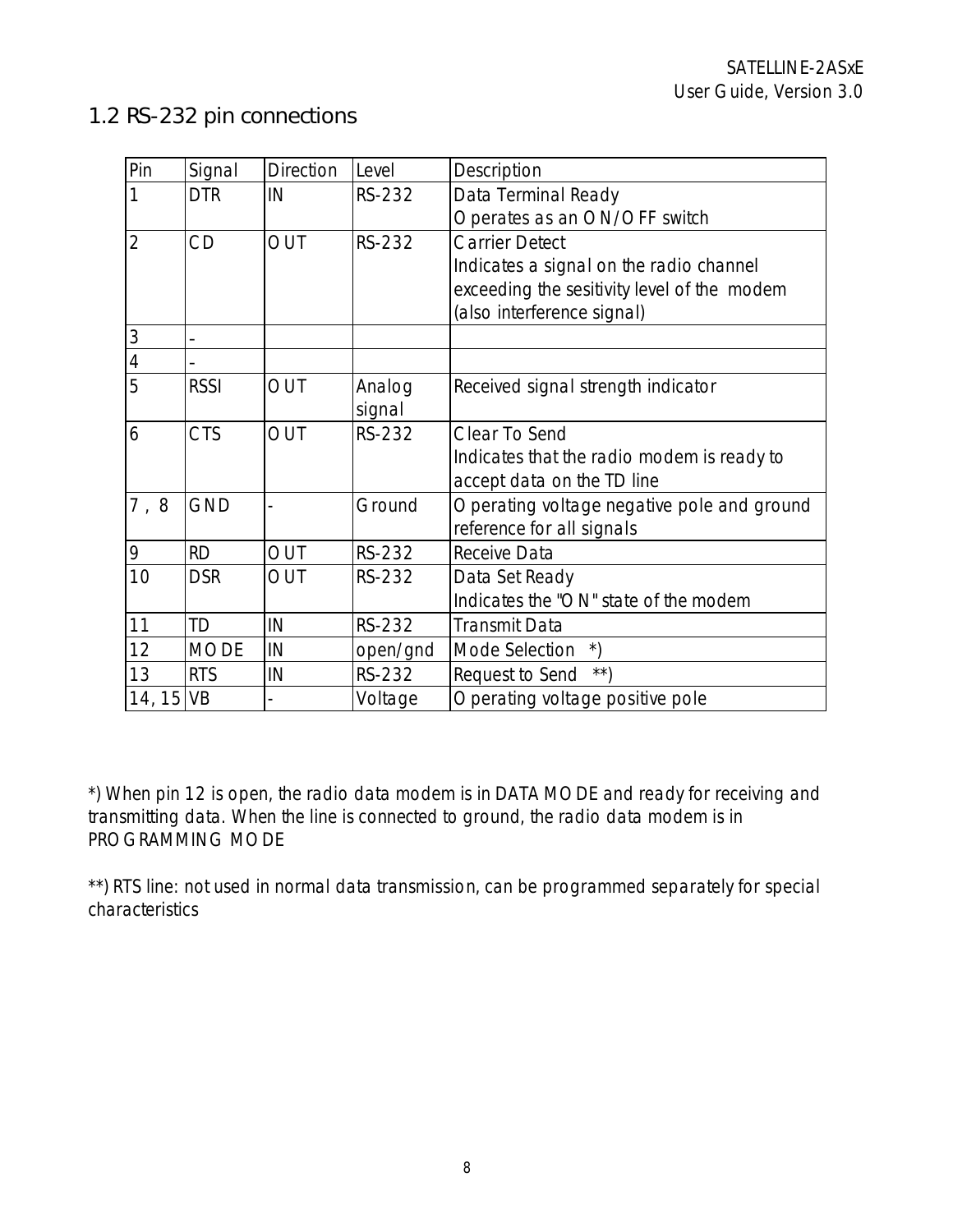## 1.2 RS-232 pin connections

| Pin | Signal | Direction | Level | Description |
|---|---|---|---|---|
| 1 | DTR | IN | RS-232 | Data Terminal Ready<br>Operates as an ON/OFF switch |
| 2 | CD | OUT | RS-232 | Carrier Detect<br>Indicates a signal on the radio channel exceeding the sesitivity level of the modem (also interference signal) |
| 3 | - | | | |
| 4 | - | | | |
| 5 | RSSI | OUT | Analog signal | Received signal strength indicator |
| 6 | CTS | OUT | RS-232 | Clear To Send<br>Indicates that the radio modem is ready to accept data on the TD line |
| 7 , 8 | GND | - | Ground | Operating voltage negative pole and ground reference for all signals |
| 9 | RD | OUT | RS-232 | Receive Data |
| 10 | DSR | OUT | RS-232 | Data Set Ready<br>Indicates the "ON" state of the modem |
| 11 | TD | IN | RS-232 | Transmit Data |
| 12 | MODE | IN | open/gnd | Mode Selection *) |
| 13 | RTS | IN | RS-232 | Request to Send **) |
| 14, 15 | VB | - | Voltage | Operating voltage positive pole |

*) When pin 12 is open, the radio data modem is in DATA MODE and ready for receiving and transmitting data. When the line is connected to ground, the radio data modem is in PROGRAMMING MODE

**) RTS line: not used in normal data transmission, can be programmed separately for special characteristics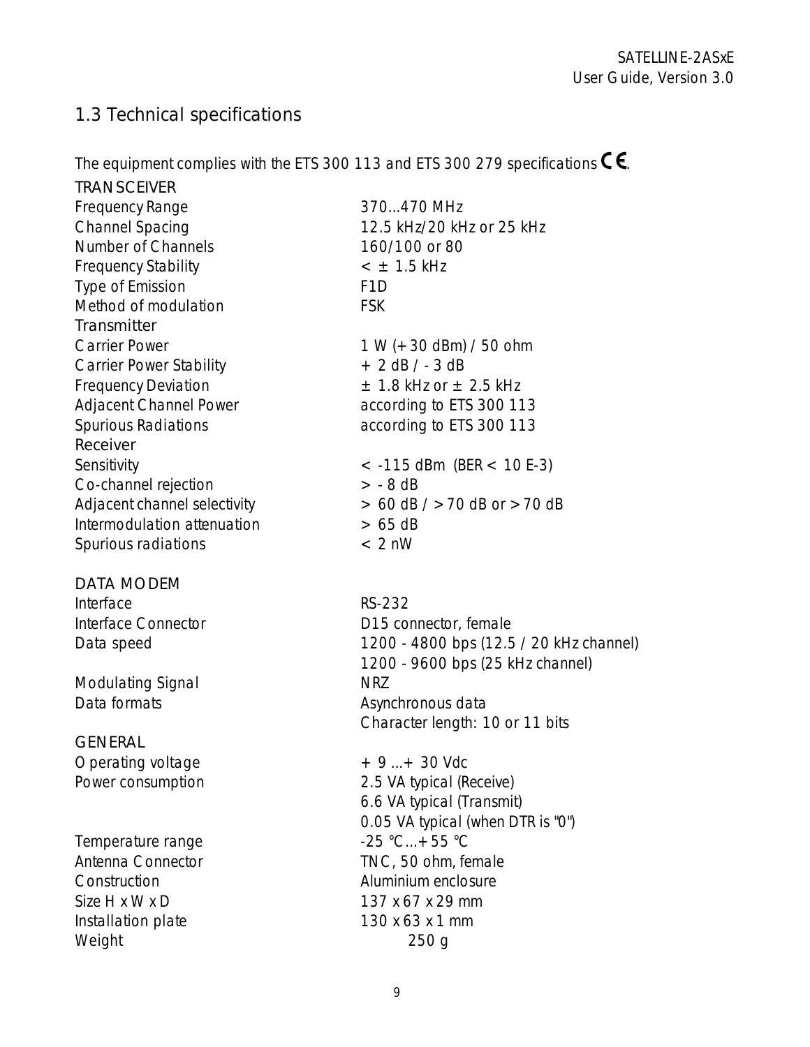## 1.3 Technical specifications

The equipment complies with the ETS 300 113 and ETS 300 279 specifications CE.

TRANSCEIVER

| | |
|---|---|
| Frequency Range | 370...470 MHz |
| Channel Spacing | 12.5 kHz/20 kHz or 25 kHz |
| Number of Channels | 160/100 or 80 |
| Frequency Stability | < ± 1.5 kHz |
| Type of Emission | F1D |
| Method of modulation | FSK |

Transmitter

| | |
|---|---|
| Carrier Power | 1 W (+30 dBm) / 50 ohm |
| Carrier Power Stability | + 2 dB / - 3 dB |
| Frequency Deviation | ± 1.8 kHz or ± 2.5 kHz |
| Adjacent Channel Power | according to ETS 300 113 |
| Spurious Radiations | according to ETS 300 113 |

Receiver

| | |
|---|---|
| Sensitivity | < -115 dBm (BER < 10 E-3) |
| Co-channel rejection | > - 8 dB |
| Adjacent channel selectivity | > 60 dB / > 70 dB or > 70 dB |
| Intermodulation attenuation | > 65 dB |
| Spurious radiations | < 2 nW |

DATA MODEM

| | |
|---|---|
| Interface | RS-232 |
| Interface Connector | D15 connector, female |
| Data speed | 1200 - 4800 bps (12.5 / 20 kHz channel)<br>1200 - 9600 bps (25 kHz channel) |
| Modulating Signal | NRZ |
| Data formats | Asynchronous data<br>Character length: 10 or 11 bits |

GENERAL

| | |
|---|---|
| Operating voltage | + 9 ...+ 30 Vdc |
| Power consumption | 2.5 VA typical (Receive)<br>6.6 VA typical (Transmit)<br>0.05 VA typical (when DTR is "0") |
| Temperature range | -25 °C...+55 °C |
| Antenna Connector | TNC, 50 ohm, female |
| Construction | Aluminium enclosure |
| Size H x W x D | 137 x 67 x 29 mm |
| Installation plate | 130 x 63 x 1 mm |
| Weight | 250 g |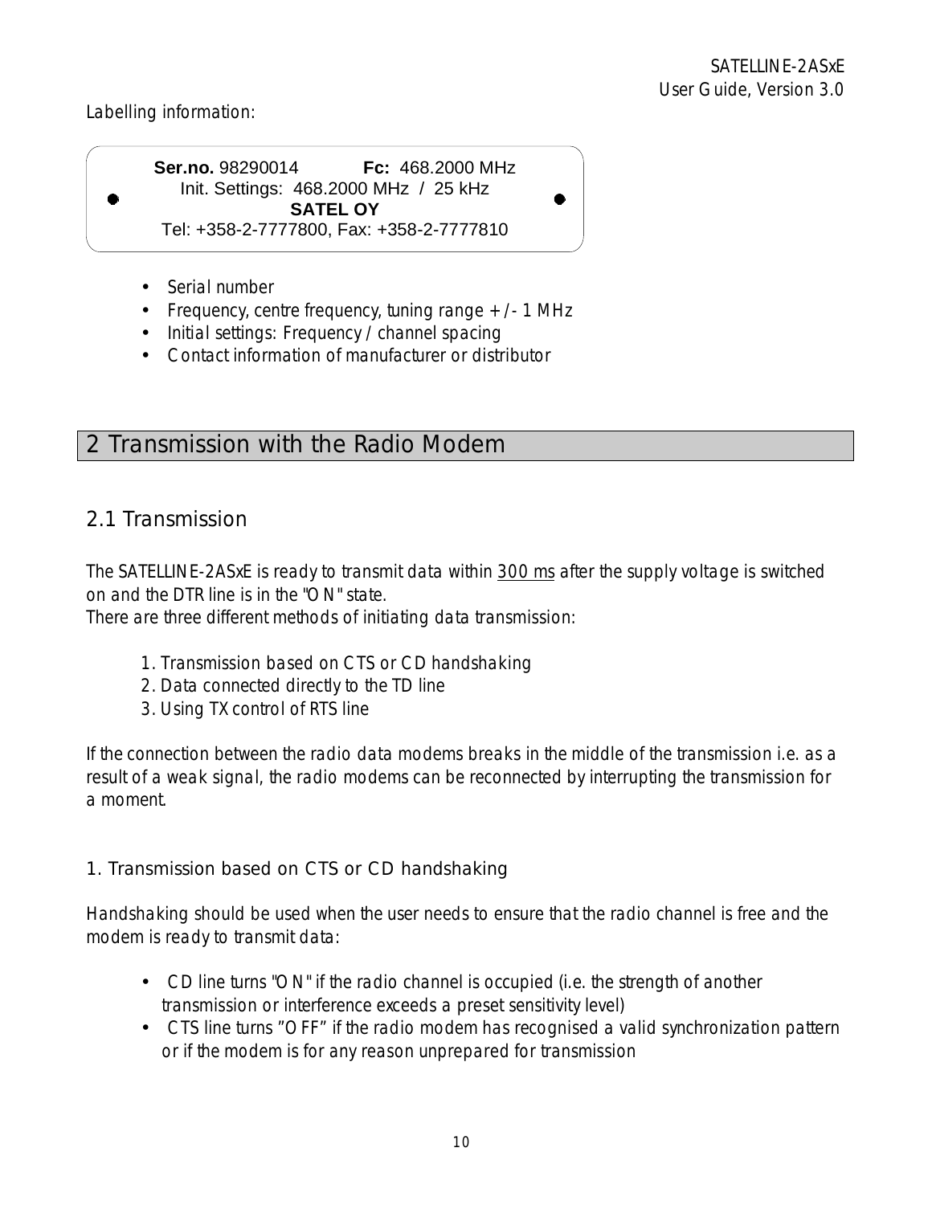Labelling information:

**Ser.no.** 98290014 **Fc:** 468.2000 MHz
Init. Settings: 468.2000 MHz / 25 kHz
**SATEL OY**
Tel: +358-2-7777800, Fax: +358-2-7777810

- Serial number
- Frequency, centre frequency, tuning range + /- 1 MHz
- Initial settings: Frequency / channel spacing
- Contact information of manufacturer or distributor

# 2 Transmission with the Radio Modem

## 2.1 Transmission

The SATELLINE-2ASxE is ready to transmit data within 300 ms after the supply voltage is switched on and the DTR line is in the "ON" state.
There are three different methods of initiating data transmission:

1. Transmission based on CTS or CD handshaking
2. Data connected directly to the TD line
3. Using TX control of RTS line

If the connection between the radio data modems breaks in the middle of the transmission i.e. as a result of a weak signal, the radio modems can be reconnected by interrupting the transmission for a moment.

### 1. Transmission based on CTS or CD handshaking

Handshaking should be used when the user needs to ensure that the radio channel is free and the modem is ready to transmit data:

- CD line turns "ON" if the radio channel is occupied (i.e. the strength of another transmission or interference exceeds a preset sensitivity level)
- CTS line turns "OFF" if the radio modem has recognised a valid synchronization pattern or if the modem is for any reason unprepared for transmission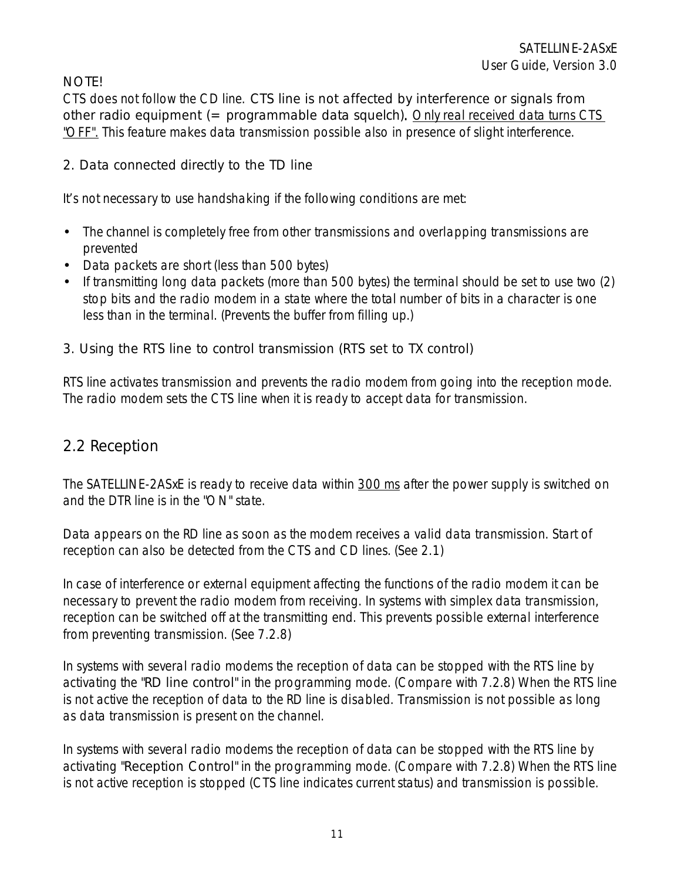NOTE!
CTS does not follow the CD line. CTS line is not affected by interference or signals from other radio equipment (= programmable data squelch). Only real received data turns CTS "OFF". This feature makes data transmission possible also in presence of slight interference.

2. Data connected directly to the TD line

It's not necessary to use handshaking if the following conditions are met:

- The channel is completely free from other transmissions and overlapping transmissions are prevented
- Data packets are short (less than 500 bytes)
- If transmitting long data packets (more than 500 bytes) the terminal should be set to use two (2) stop bits and the radio modem in a state where the total number of bits in a character is one less than in the terminal. (Prevents the buffer from filling up.)

3. Using the RTS line to control transmission (RTS set to TX control)

RTS line activates transmission and prevents the radio modem from going into the reception mode. The radio modem sets the CTS line when it is ready to accept data for transmission.

## 2.2 Reception

The SATELLINE-2ASxE is ready to receive data within 300 ms after the power supply is switched on and the DTR line is in the "ON" state.

Data appears on the RD line as soon as the modem receives a valid data transmission. Start of reception can also be detected from the CTS and CD lines. (See 2.1)

In case of interference or external equipment affecting the functions of the radio modem it can be necessary to prevent the radio modem from receiving. In systems with simplex data transmission, reception can be switched off at the transmitting end. This prevents possible external interference from preventing transmission. (See 7.2.8)

In systems with several radio modems the reception of data can be stopped with the RTS line by activating the "RD line control" in the programming mode. (Compare with 7.2.8) When the RTS line is not active the reception of data to the RD line is disabled. Transmission is not possible as long as data transmission is present on the channel.

In systems with several radio modems the reception of data can be stopped with the RTS line by activating "Reception Control" in the programming mode. (Compare with 7.2.8) When the RTS line is not active reception is stopped (CTS line indicates current status) and transmission is possible.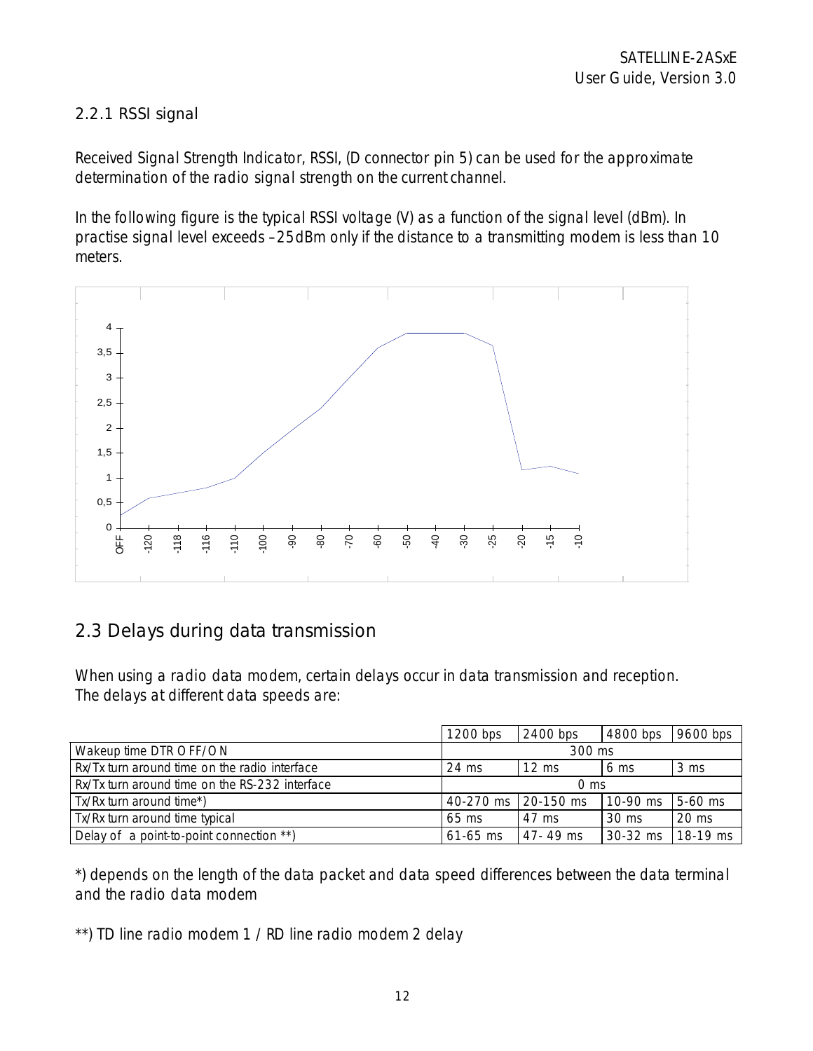### 2.2.1 RSSI signal

Received Signal Strength Indicator, RSSI, (D connector pin 5) can be used for the approximate determination of the radio signal strength on the current channel.

In the following figure is the typical RSSI voltage (V) as a function of the signal level (dBm). In practise signal level exceeds –25dBm only if the distance to a transmitting modem is less than 10 meters.

## 2.3 Delays during data transmission

When using a radio data modem, certain delays occur in data transmission and reception.
The delays at different data speeds are:

| | 1200 bps | 2400 bps | 4800 bps | 9600 bps |
|---|---|---|---|---|
| Wakeup time DTR OFF/ON | 300 ms | | | |
| Rx/Tx turn around time on the radio interface | 24 ms | 12 ms | 6 ms | 3 ms |
| Rx/Tx turn around time on the RS-232 interface | 0 ms | | | |
| Tx/Rx turn around time*) | 40-270 ms | 20-150 ms | 10-90 ms | 5-60 ms |
| Tx/Rx turn around time typical | 65 ms | 47 ms | 30 ms | 20 ms |
| Delay of a point-to-point connection **) | 61-65 ms | 47- 49 ms | 30-32 ms | 18-19 ms |

*) depends on the length of the data packet and data speed differences between the data terminal and the radio data modem

**) TD line radio modem 1 / RD line radio modem 2 delay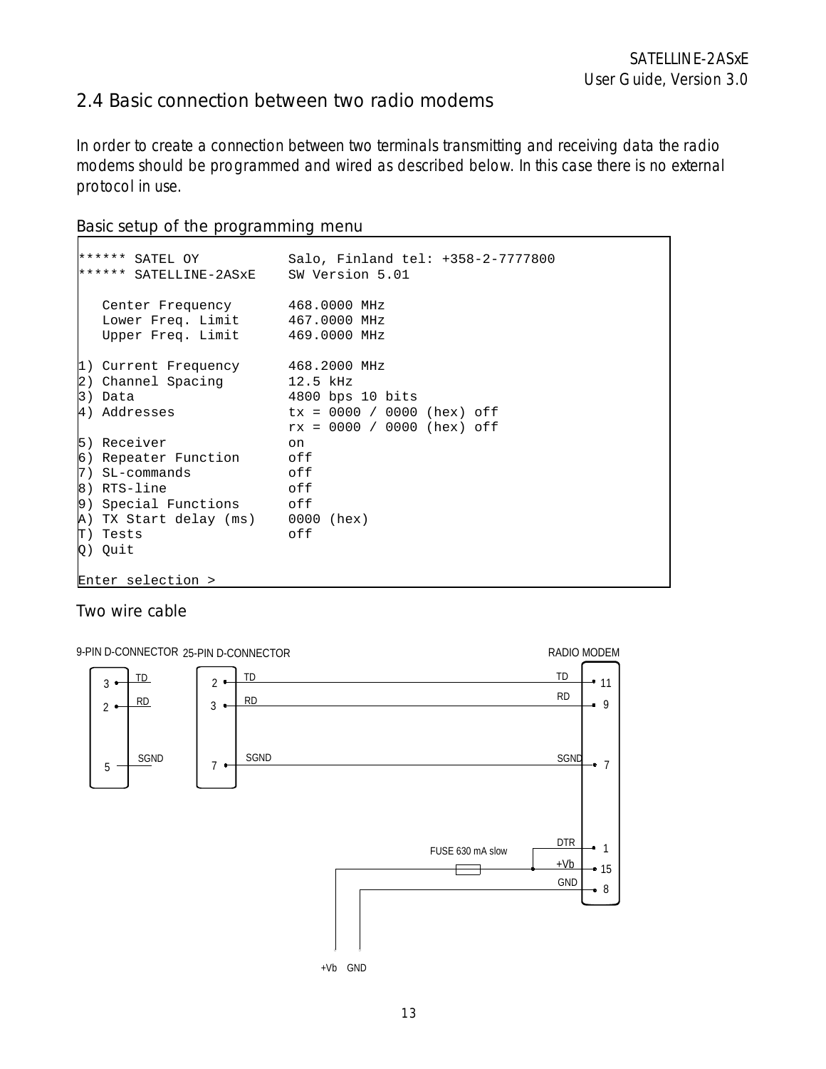## 2.4 Basic connection between two radio modems

In order to create a connection between two terminals transmitting and receiving data the radio modems should be programmed and wired as described below. In this case there is no external protocol in use.

Basic setup of the programming menu

```
****** SATEL OY           Salo, Finland tel: +358-2-7777800
****** SATELLINE-2ASxE    SW Version 5.01

   Center Frequency       468.0000 MHz
   Lower Freq. Limit      467.0000 MHz
   Upper Freq. Limit      469.0000 MHz

1) Current Frequency      468.2000 MHz
2) Channel Spacing        12.5 kHz
3) Data                   4800 bps 10 bits
4) Addresses              tx = 0000 / 0000 (hex) off
                          rx = 0000 / 0000 (hex) off
5) Receiver               on
6) Repeater Function      off
7) SL-commands            off
8) RTS-line               off
9) Special Functions      off
A) TX Start delay (ms)    0000 (hex)
T) Tests                  off
Q) Quit

Enter selection >
```

Two wire cable

9-PIN D-CONNECTOR 25-PIN D-CONNECTOR RADIO MODEM

| 9-PIN D-CONNECTOR | 25-PIN D-CONNECTOR | Signal | RADIO MODEM |
|---|---|---|---|
| 3 | 2 | TD | 11 |
| 2 | 3 | RD | 9 |
| 5 | 7 | SGND | 7 |
| | | DTR | 1 |
| | | +Vb | 15 |
| | | GND | 8 |

FUSE 630 mA slow

+Vb GND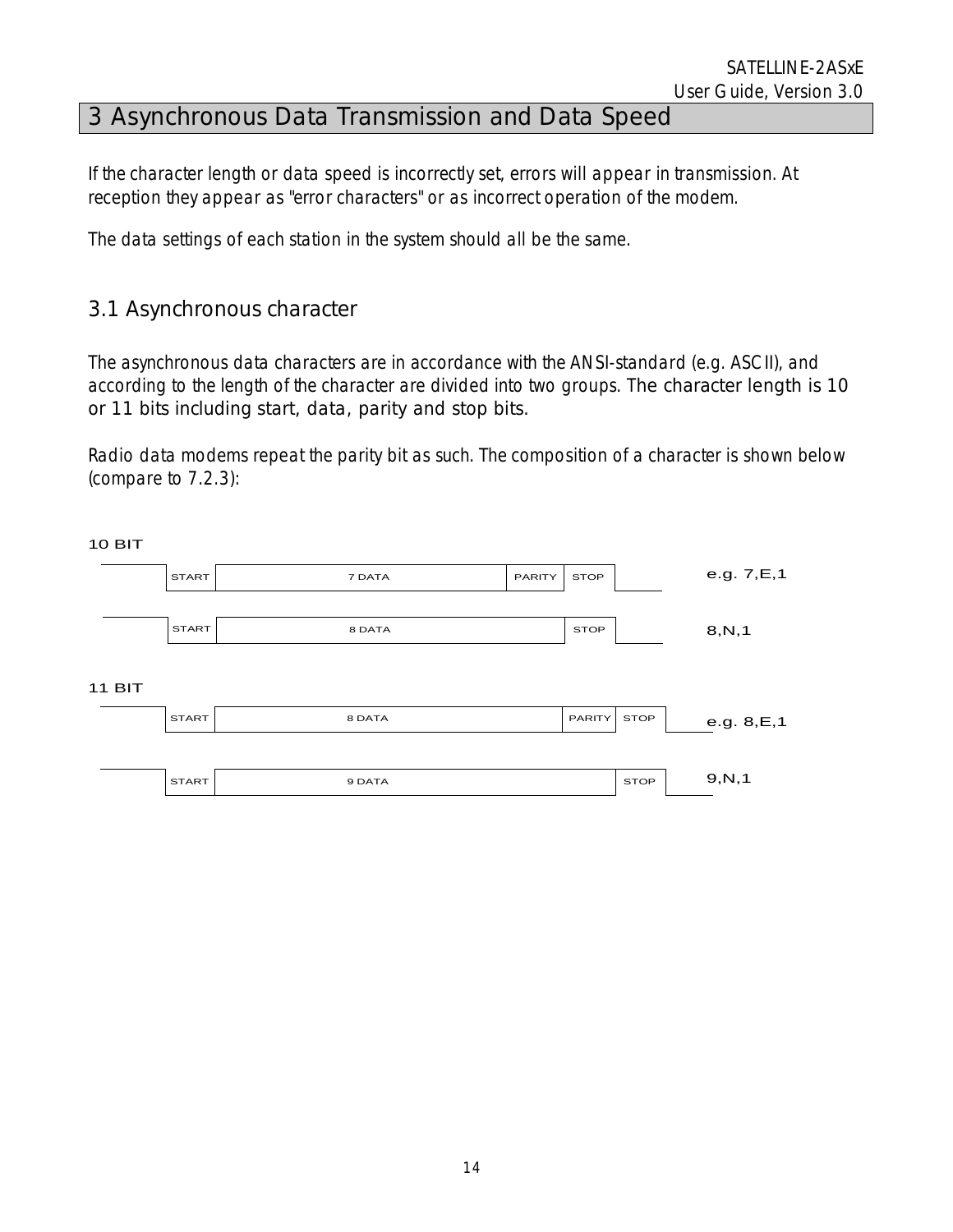# 3 Asynchronous Data Transmission and Data Speed

If the character length or data speed is incorrectly set, errors will appear in transmission. At reception they appear as "error characters" or as incorrect operation of the modem.

The data settings of each station in the system should all be the same.

## 3.1 Asynchronous character

The asynchronous data characters are in accordance with the ANSI-standard (e.g. ASCII), and according to the length of the character are divided into two groups. The character length is 10 or 11 bits including start, data, parity and stop bits.

Radio data modems repeat the parity bit as such. The composition of a character is shown below (compare to 7.2.3):

10 BIT

| START | 7 DATA | PARITY | STOP | e.g. 7,E,1 |
|---|---|---|---|---|
| START | 8 DATA | | STOP | 8,N,1 |

11 BIT

| START | 8 DATA | PARITY | STOP | e.g. 8,E,1 |
|---|---|---|---|---|
| START | 9 DATA | | STOP | 9,N,1 |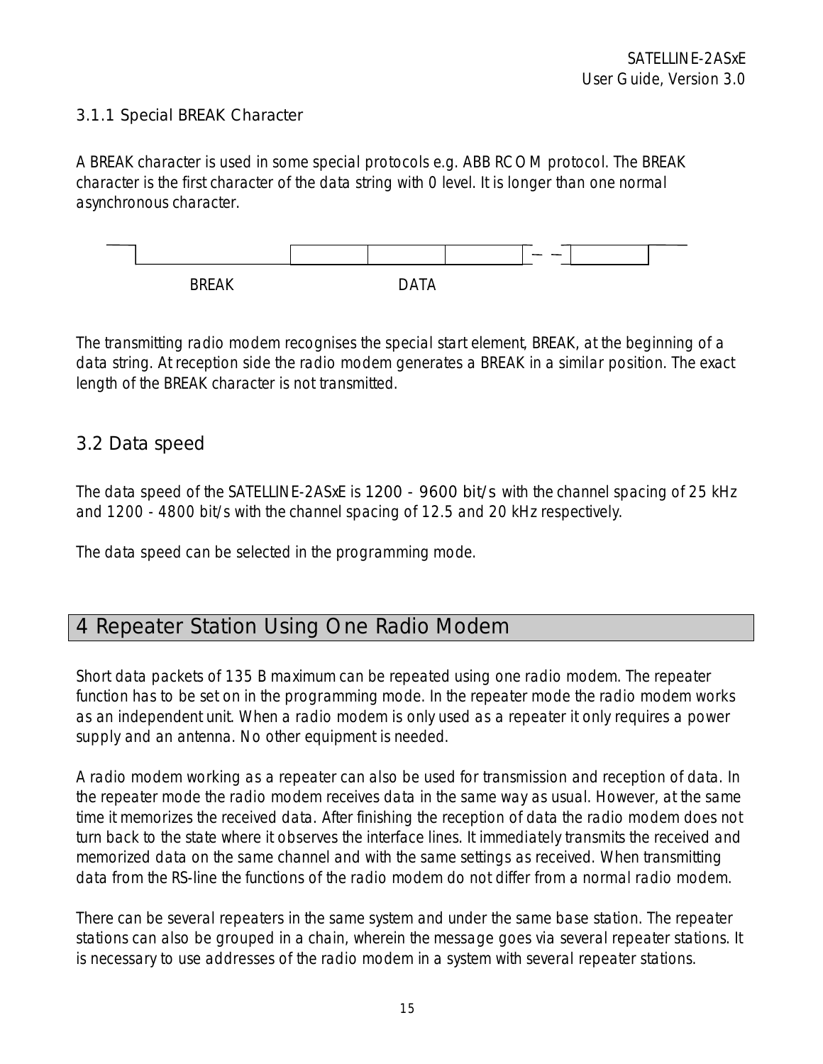### 3.1.1 Special BREAK Character

A BREAK character is used in some special protocols e.g. ABB RCOM protocol. The BREAK character is the first character of the data string with 0 level. It is longer than one normal asynchronous character.

BREAK DATA

The transmitting radio modem recognises the special start element, BREAK, at the beginning of a data string. At reception side the radio modem generates a BREAK in a similar position. The exact length of the BREAK character is not transmitted.

## 3.2 Data speed

The data speed of the SATELLINE-2ASxE is 1200 - 9600 bit/s with the channel spacing of 25 kHz and 1200 - 4800 bit/s with the channel spacing of 12.5 and 20 kHz respectively.

The data speed can be selected in the programming mode.

# 4 Repeater Station Using One Radio Modem

Short data packets of 135 B maximum can be repeated using one radio modem. The repeater function has to be set on in the programming mode. In the repeater mode the radio modem works as an independent unit. When a radio modem is only used as a repeater it only requires a power supply and an antenna. No other equipment is needed.

A radio modem working as a repeater can also be used for transmission and reception of data. In the repeater mode the radio modem receives data in the same way as usual. However, at the same time it memorizes the received data. After finishing the reception of data the radio modem does not turn back to the state where it observes the interface lines. It immediately transmits the received and memorized data on the same channel and with the same settings as received. When transmitting data from the RS-line the functions of the radio modem do not differ from a normal radio modem.

There can be several repeaters in the same system and under the same base station. The repeater stations can also be grouped in a chain, wherein the message goes via several repeater stations. It is necessary to use addresses of the radio modem in a system with several repeater stations.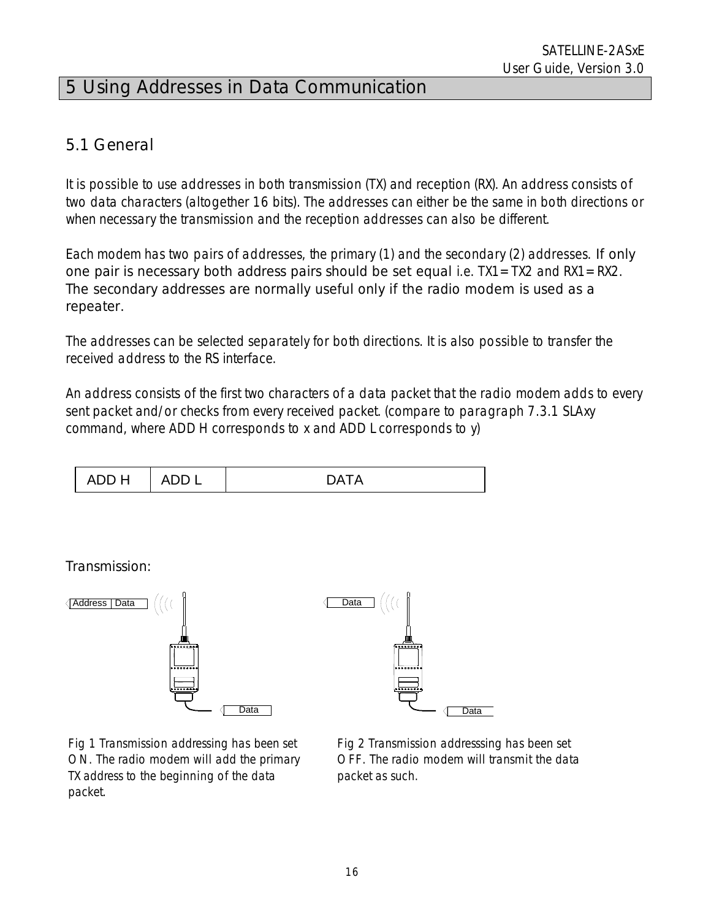# 5 Using Addresses in Data Communication

## 5.1 General

It is possible to use addresses in both transmission (TX) and reception (RX). An address consists of two data characters (altogether 16 bits). The addresses can either be the same in both directions or when necessary the transmission and the reception addresses can also be different.

Each modem has two pairs of addresses, the primary (1) and the secondary (2) addresses. If only one pair is necessary both address pairs should be set equal i.e. TX1=TX2 and RX1=RX2. The secondary addresses are normally useful only if the radio modem is used as a repeater.

The addresses can be selected separately for both directions. It is also possible to transfer the received address to the RS interface.

An address consists of the first two characters of a data packet that the radio modem adds to every sent packet and/or checks from every received packet. (compare to paragraph 7.3.1 SLAxy command, where ADD H corresponds to x and ADD L corresponds to y)

| ADD H | ADD L | DATA |
|---|---|---|

Transmission:

Address | Data

Data

Data

Data

Fig 1 Transmission addressing has been set ON. The radio modem will add the primary TX address to the beginning of the data packet.

Fig 2 Transmission addresssing has been set OFF. The radio modem will transmit the data packet as such.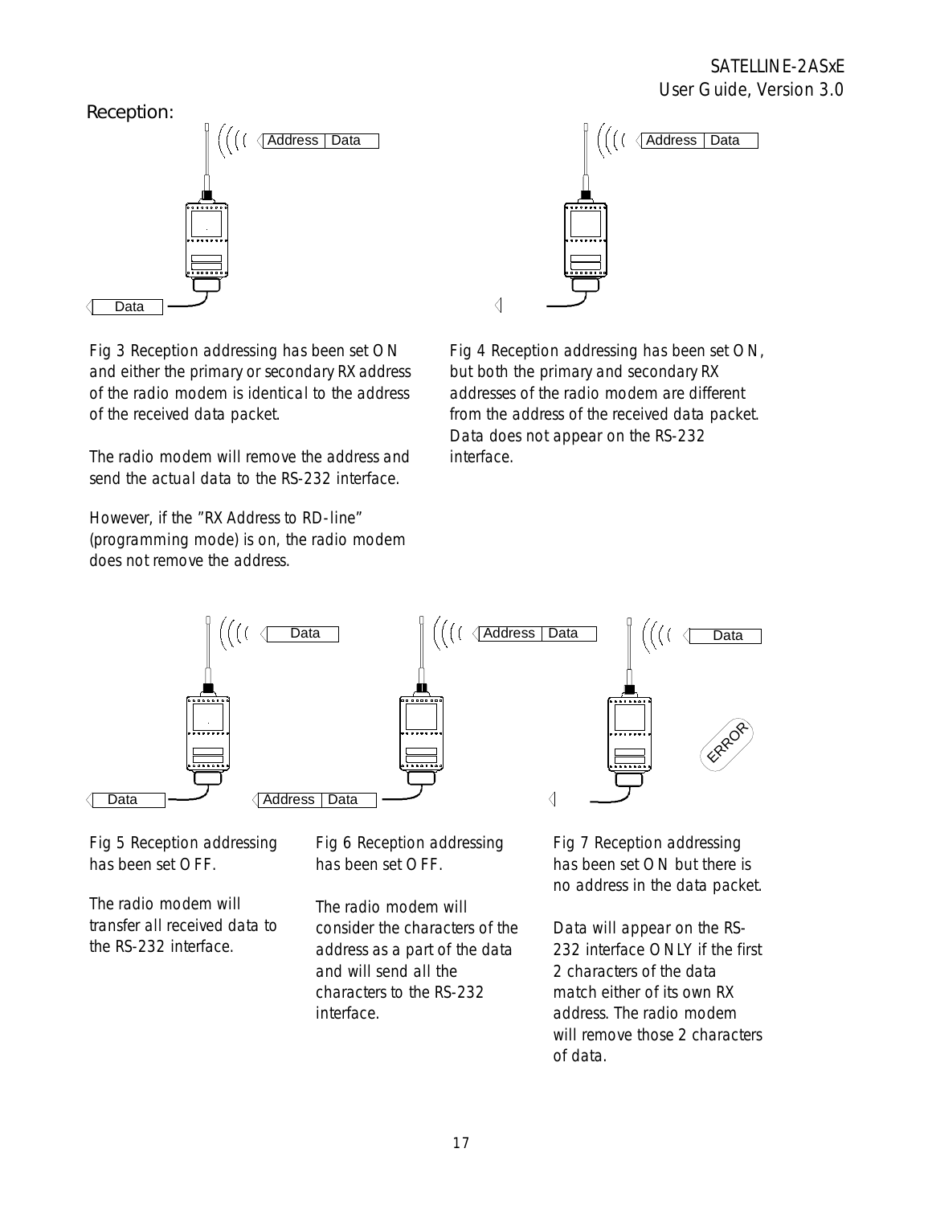Reception:

Fig 3 Reception addressing has been set ON and either the primary or secondary RX address of the radio modem is identical to the address of the received data packet.

The radio modem will remove the address and send the actual data to the RS-232 interface.

However, if the "RX Address to RD-line" (programming mode) is on, the radio modem does not remove the address.

Fig 4 Reception addressing has been set ON, but both the primary and secondary RX addresses of the radio modem are different from the address of the received data packet. Data does not appear on the RS-232 interface.

Fig 5 Reception addressing has been set OFF.

The radio modem will transfer all received data to the RS-232 interface.

Fig 6 Reception addressing has been set OFF.

The radio modem will consider the characters of the address as a part of the data and will send all the characters to the RS-232 interface.

Fig 7 Reception addressing has been set ON but there is no address in the data packet.

Data will appear on the RS-232 interface ONLY if the first 2 characters of the data match either of its own RX address. The radio modem will remove those 2 characters of data.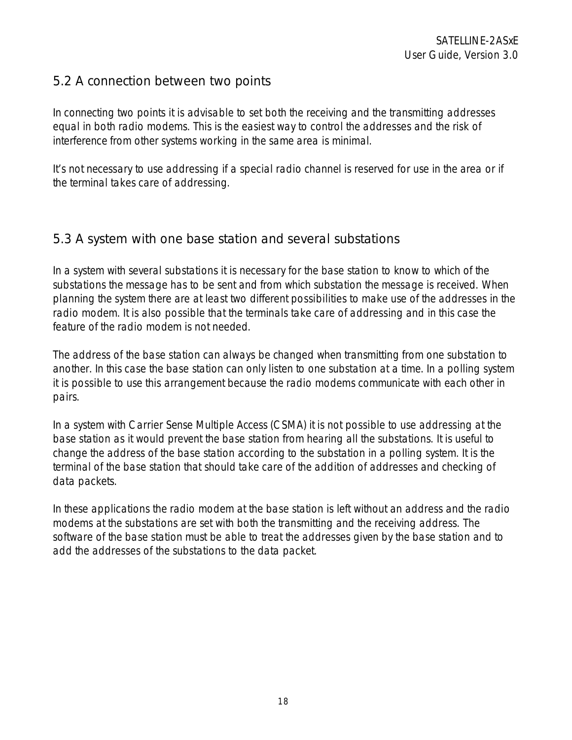## 5.2 A connection between two points

In connecting two points it is advisable to set both the receiving and the transmitting addresses equal in both radio modems. This is the easiest way to control the addresses and the risk of interference from other systems working in the same area is minimal.

It's not necessary to use addressing if a special radio channel is reserved for use in the area or if the terminal takes care of addressing.

## 5.3 A system with one base station and several substations

In a system with several substations it is necessary for the base station to know to which of the substations the message has to be sent and from which substation the message is received. When planning the system there are at least two different possibilities to make use of the addresses in the radio modem. It is also possible that the terminals take care of addressing and in this case the feature of the radio modem is not needed.

The address of the base station can always be changed when transmitting from one substation to another. In this case the base station can only listen to one substation at a time. In a polling system it is possible to use this arrangement because the radio modems communicate with each other in pairs.

In a system with Carrier Sense Multiple Access (CSMA) it is not possible to use addressing at the base station as it would prevent the base station from hearing all the substations. It is useful to change the address of the base station according to the substation in a polling system. It is the terminal of the base station that should take care of the addition of addresses and checking of data packets.

In these applications the radio modem at the base station is left without an address and the radio modems at the substations are set with both the transmitting and the receiving address. The software of the base station must be able to treat the addresses given by the base station and to add the addresses of the substations to the data packet.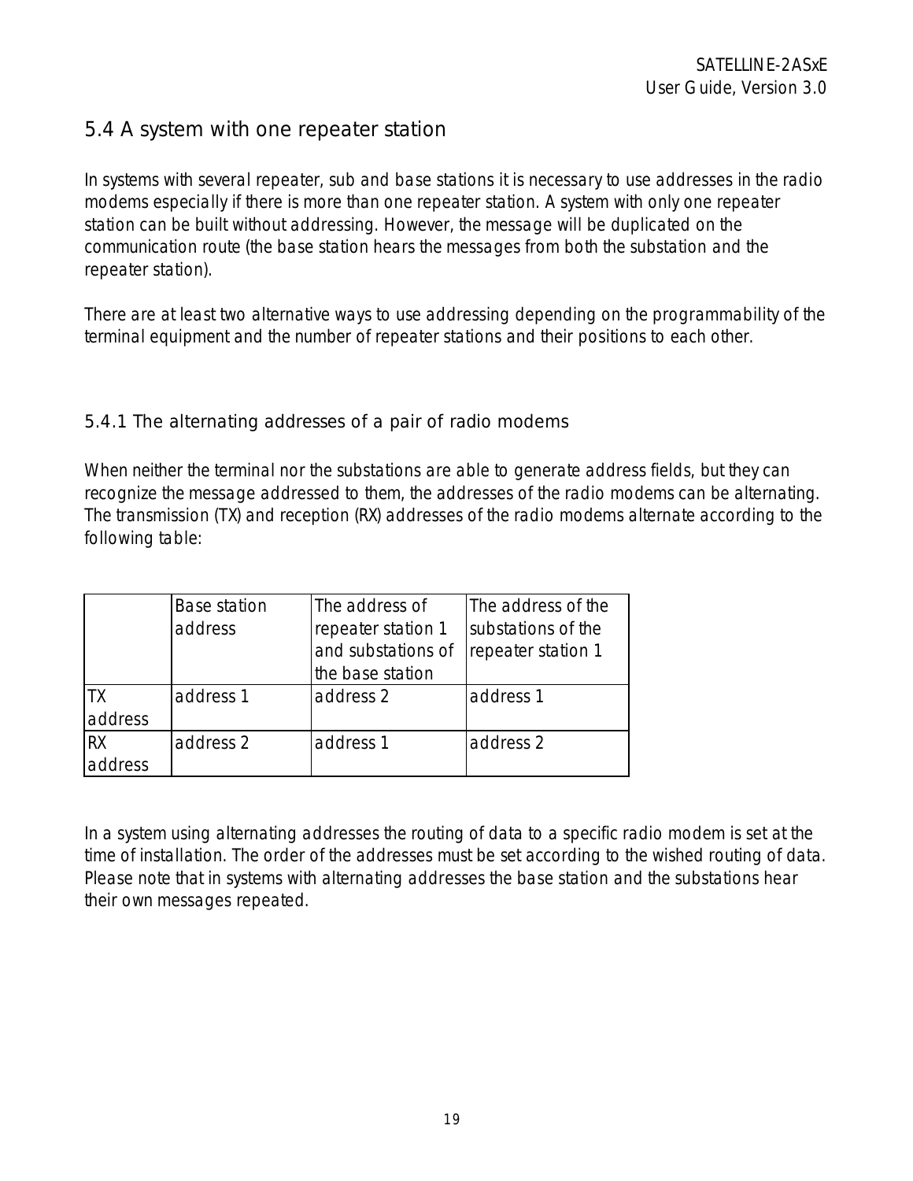## 5.4 A system with one repeater station

In systems with several repeater, sub and base stations it is necessary to use addresses in the radio modems especially if there is more than one repeater station. A system with only one repeater station can be built without addressing. However, the message will be duplicated on the communication route (the base station hears the messages from both the substation and the repeater station).

There are at least two alternative ways to use addressing depending on the programmability of the terminal equipment and the number of repeater stations and their positions to each other.

### 5.4.1 The alternating addresses of a pair of radio modems

When neither the terminal nor the substations are able to generate address fields, but they can recognize the message addressed to them, the addresses of the radio modems can be alternating. The transmission (TX) and reception (RX) addresses of the radio modems alternate according to the following table:

| | Base station address | The address of repeater station 1 and substations of the base station | The address of the substations of the repeater station 1 |
|---|---|---|---|
| TX address | address 1 | address 2 | address 1 |
| RX address | address 2 | address 1 | address 2 |

In a system using alternating addresses the routing of data to a specific radio modem is set at the time of installation. The order of the addresses must be set according to the wished routing of data. Please note that in systems with alternating addresses the base station and the substations hear their own messages repeated.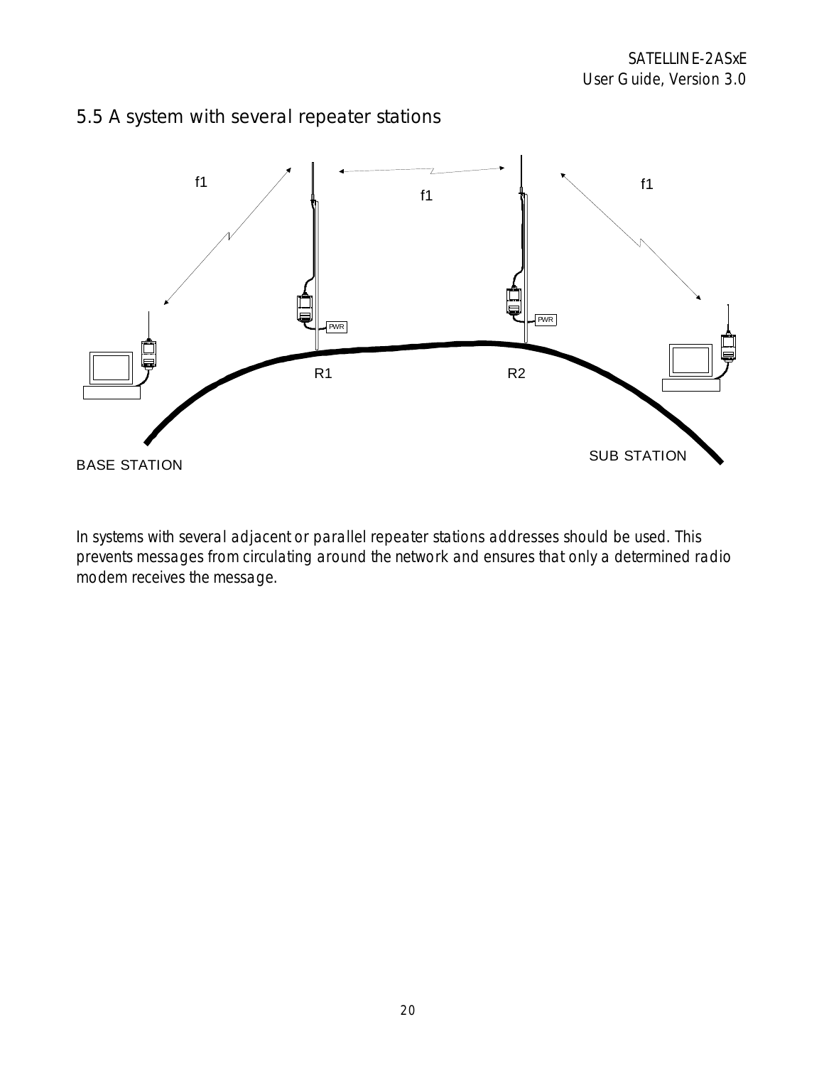## 5.5 A system with several repeater stations

*In systems with several adjacent or parallel repeater stations addresses should be used. This prevents messages from circulating around the network and ensures that only a determined radio modem receives the message.*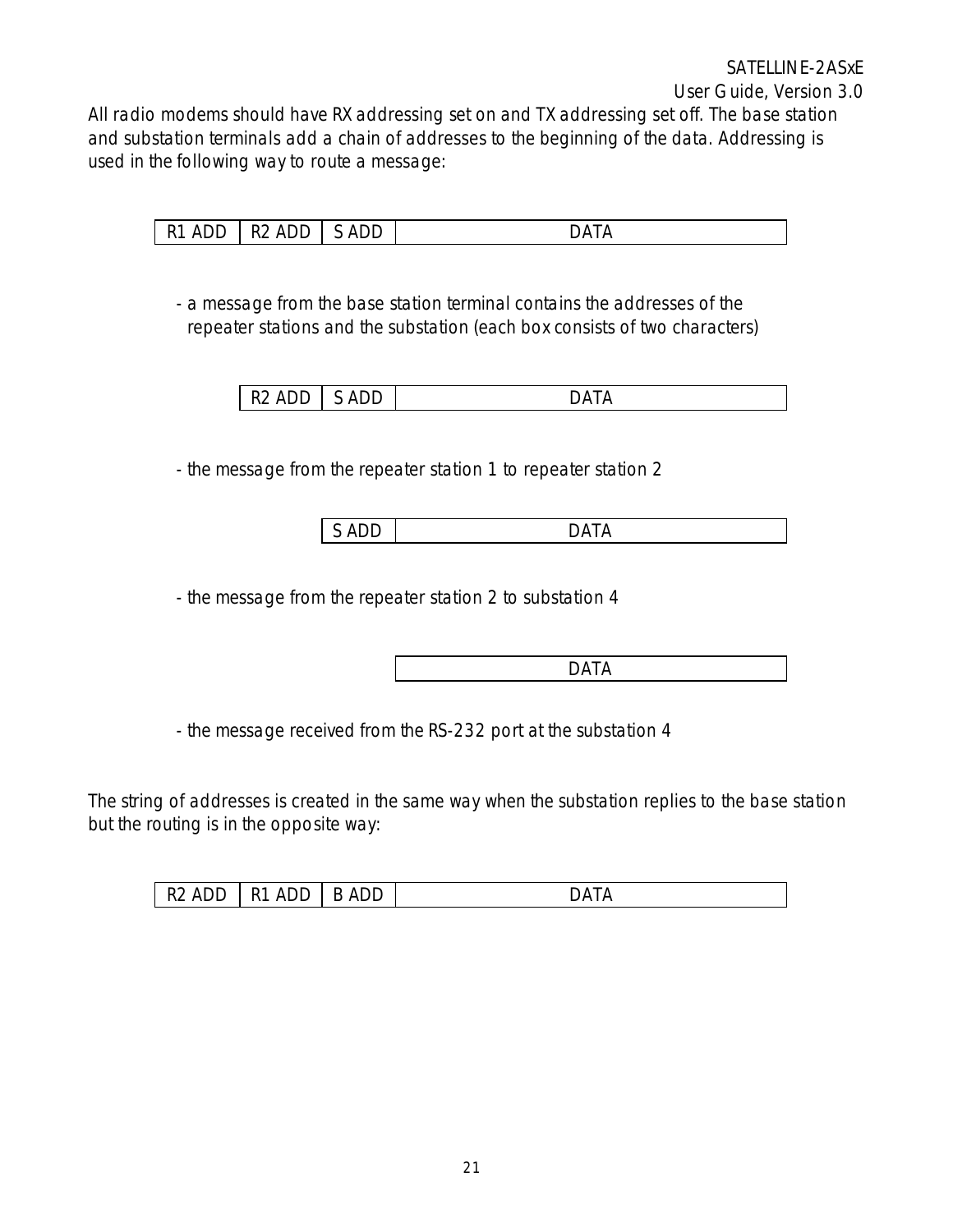All radio modems should have RX addressing set on and TX addressing set off. The base station and substation terminals add a chain of addresses to the beginning of the data. Addressing is used in the following way to route a message:

| R1 ADD | R2 ADD | S ADD | DATA |
|---|---|---|---|

- a message from the base station terminal contains the addresses of the repeater stations and the substation (each box consists of two characters)

| R2 ADD | S ADD | DATA |
|---|---|---|

- the message from the repeater station 1 to repeater station 2

| S ADD | DATA |
|---|---|

- the message from the repeater station 2 to substation 4

| DATA |
|---|

- the message received from the RS-232 port at the substation 4

The string of addresses is created in the same way when the substation replies to the base station but the routing is in the opposite way:

| R2 ADD | R1 ADD | B ADD | DATA |
|---|---|---|---|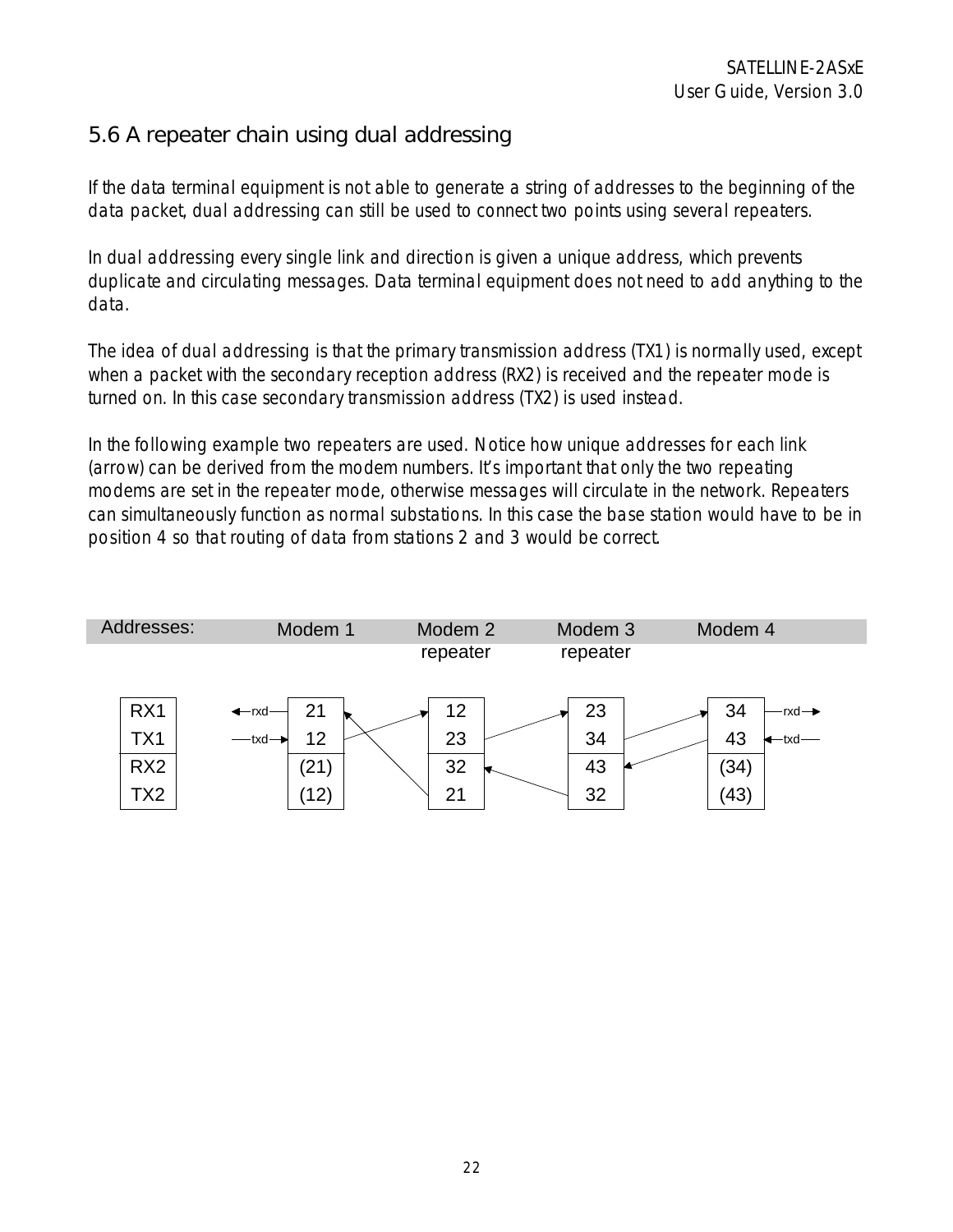## 5.6 A repeater chain using dual addressing

If the data terminal equipment is not able to generate a string of addresses to the beginning of the data packet, dual addressing can still be used to connect two points using several repeaters.

In dual addressing every single link and direction is given a unique address, which prevents duplicate and circulating messages. Data terminal equipment does not need to add anything to the data.

The idea of dual addressing is that the primary transmission address (TX1) is normally used, except when a packet with the secondary reception address (RX2) is received and the repeater mode is turned on. In this case secondary transmission address (TX2) is used instead.

In the following example two repeaters are used. Notice how unique addresses for each link (arrow) can be derived from the modem numbers. It's important that only the two repeating modems are set in the repeater mode, otherwise messages will circulate in the network. Repeaters can simultaneously function as normal substations. In this case the base station would have to be in position 4 so that routing of data from stations 2 and 3 would be correct.

| Addresses: | Modem 1 | Modem 2 repeater | Modem 3 repeater | Modem 4 |
|---|---|---|---|---|
| RX1 | 21 | 12 | 23 | 34 |
| TX1 | 12 | 23 | 34 | 43 |
| RX2 | (21) | 32 | 43 | (34) |
| TX2 | (12) | 21 | 32 | (43) |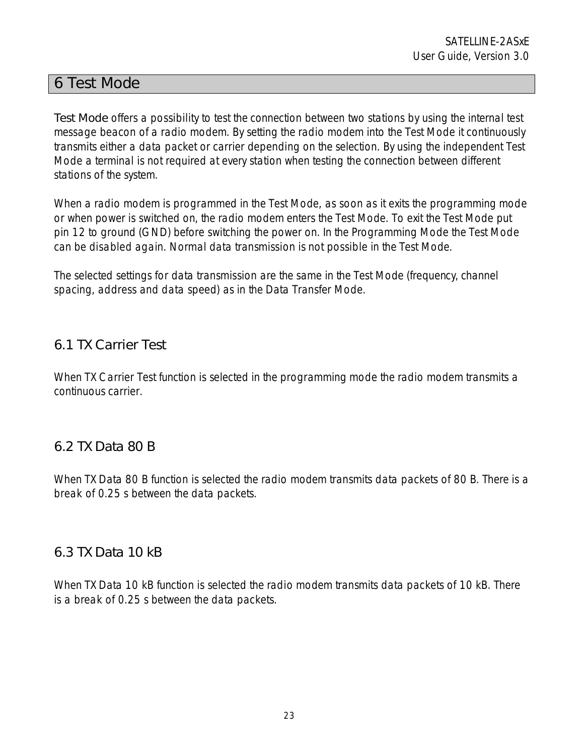# 6 Test Mode

Test Mode offers a possibility to test the connection between two stations by using the internal test message beacon of a radio modem. By setting the radio modem into the Test Mode it continuously transmits either a data packet or carrier depending on the selection. By using the independent Test Mode a terminal is not required at every station when testing the connection between different stations of the system.

When a radio modem is programmed in the Test Mode, as soon as it exits the programming mode or when power is switched on, the radio modem enters the Test Mode. To exit the Test Mode put pin 12 to ground (GND) before switching the power on. In the Programming Mode the Test Mode can be disabled again. Normal data transmission is not possible in the Test Mode.

The selected settings for data transmission are the same in the Test Mode (frequency, channel spacing, address and data speed) as in the Data Transfer Mode.

## 6.1 TX Carrier Test

When TX Carrier Test function is selected in the programming mode the radio modem transmits a continuous carrier.

## 6.2 TX Data 80 B

When TX Data 80 B function is selected the radio modem transmits data packets of 80 B. There is a break of 0.25 s between the data packets.

## 6.3 TX Data 10 kB

When TX Data 10 kB function is selected the radio modem transmits data packets of 10 kB. There is a break of 0.25 s between the data packets.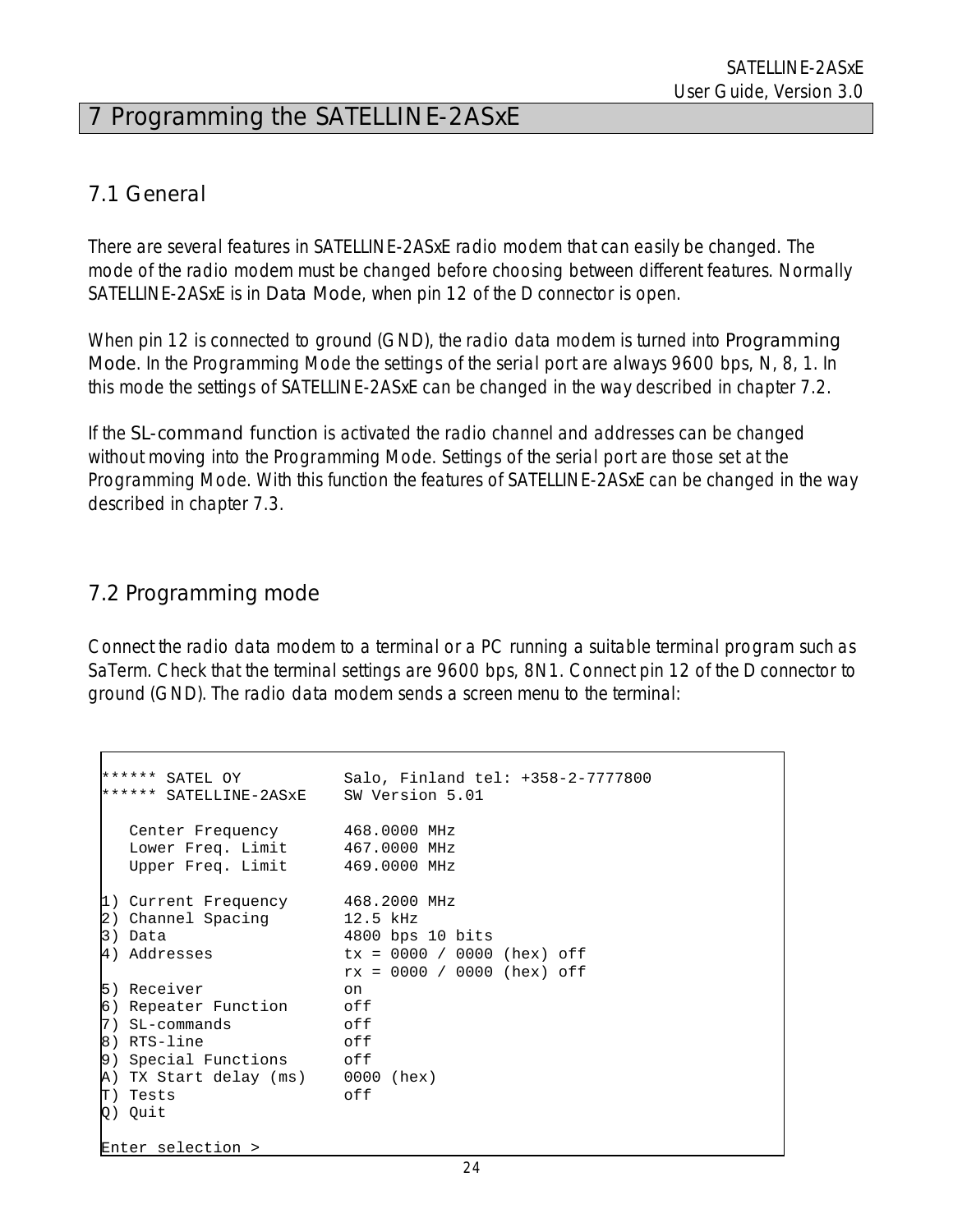# 7 Programming the SATELLINE-2ASxE

## 7.1 General

There are several features in SATELLINE-2ASxE radio modem that can easily be changed. The mode of the radio modem must be changed before choosing between different features. Normally SATELLINE-2ASxE is in Data Mode, when pin 12 of the D connector is open.

When pin 12 is connected to ground (GND), the radio data modem is turned into Programming Mode. In the Programming Mode the settings of the serial port are always 9600 bps, N, 8, 1. In this mode the settings of SATELLINE-2ASxE can be changed in the way described in chapter 7.2.

If the SL-command function is activated the radio channel and addresses can be changed without moving into the Programming Mode. Settings of the serial port are those set at the Programming Mode. With this function the features of SATELLINE-2ASxE can be changed in the way described in chapter 7.3.

## 7.2 Programming mode

Connect the radio data modem to a terminal or a PC running a suitable terminal program such as SaTerm. Check that the terminal settings are 9600 bps, 8N1. Connect pin 12 of the D connector to ground (GND). The radio data modem sends a screen menu to the terminal:

```
****** SATEL OY           Salo, Finland tel: +358-2-7777800
****** SATELLINE-2ASxE    SW Version 5.01

   Center Frequency       468.0000 MHz
   Lower Freq. Limit      467.0000 MHz
   Upper Freq. Limit      469.0000 MHz

1) Current Frequency      468.2000 MHz
2) Channel Spacing        12.5 kHz
3) Data                   4800 bps 10 bits
4) Addresses              tx = 0000 / 0000 (hex) off
                          rx = 0000 / 0000 (hex) off
5) Receiver               on
6) Repeater Function      off
7) SL-commands            off
8) RTS-line               off
9) Special Functions      off
A) TX Start delay (ms)    0000 (hex)
T) Tests                  off
Q) Quit

Enter selection >
```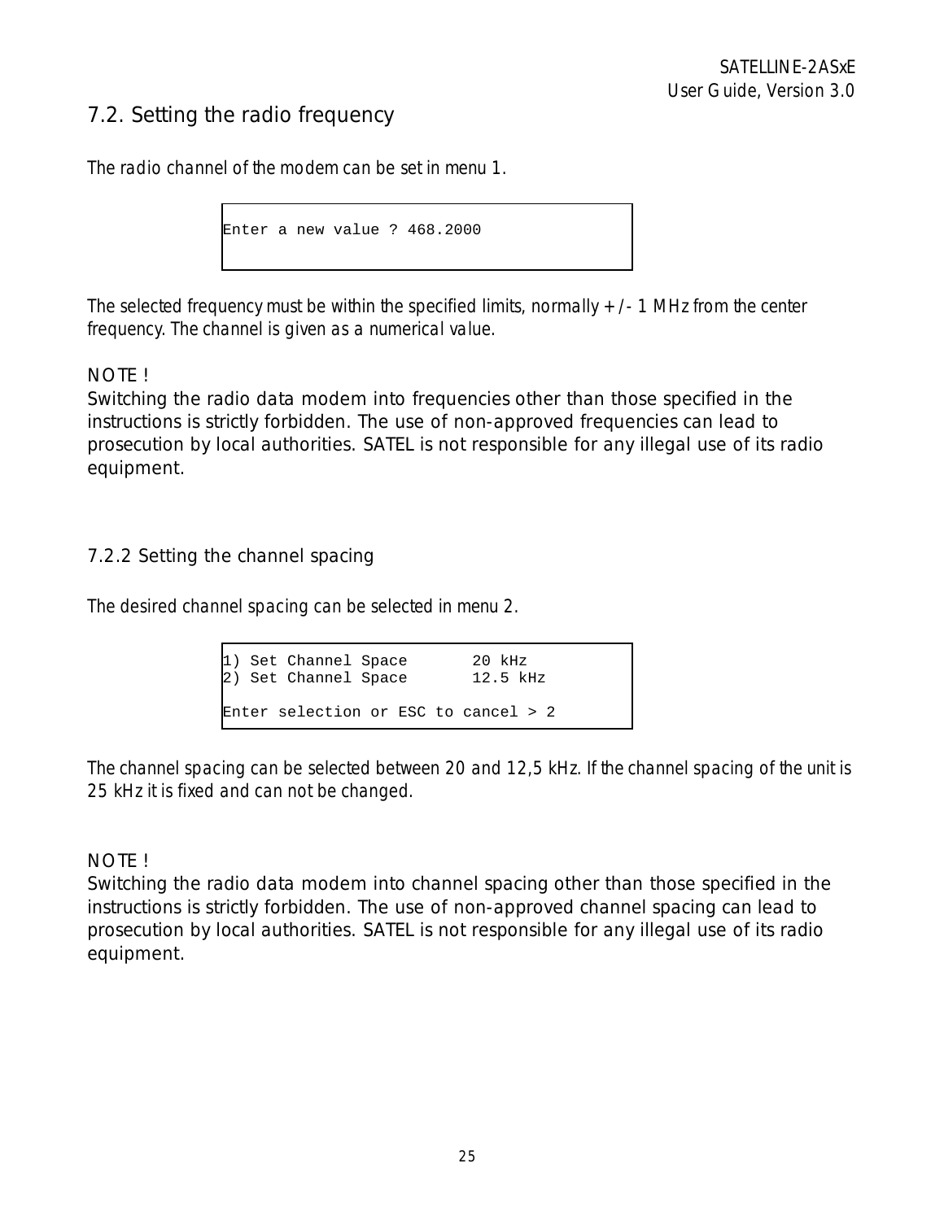## 7.2. Setting the radio frequency

The radio channel of the modem can be set in menu 1.

```
Enter a new value ? 468.2000
```

The selected frequency must be within the specified limits, normally +/- 1 MHz from the center frequency. The channel is given as a numerical value.

NOTE !
Switching the radio data modem into frequencies other than those specified in the instructions is strictly forbidden. The use of non-approved frequencies can lead to prosecution by local authorities. SATEL is not responsible for any illegal use of its radio equipment.

### 7.2.2 Setting the channel spacing

The desired channel spacing can be selected in menu 2.

```
1) Set Channel Space       20 kHz
2) Set Channel Space       12.5 kHz

Enter selection or ESC to cancel > 2
```

The channel spacing can be selected between 20 and 12,5 kHz. If the channel spacing of the unit is 25 kHz it is fixed and can not be changed.

NOTE !
Switching the radio data modem into channel spacing other than those specified in the instructions is strictly forbidden. The use of non-approved channel spacing can lead to prosecution by local authorities. SATEL is not responsible for any illegal use of its radio equipment.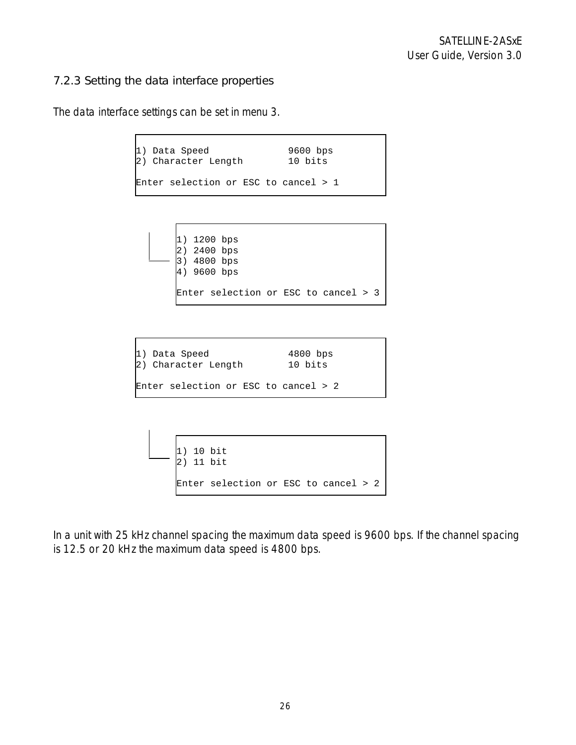### 7.2.3 Setting the data interface properties

The data interface settings can be set in menu 3.

```
1) Data Speed              9600 bps
2) Character Length        10 bits

Enter selection or ESC to cancel > 1
```

```
1) 1200 bps
2) 2400 bps
3) 4800 bps
4) 9600 bps

Enter selection or ESC to cancel > 3
```

```
1) Data Speed              4800 bps
2) Character Length        10 bits

Enter selection or ESC to cancel > 2
```

```
1) 10 bit
2) 11 bit

Enter selection or ESC to cancel > 2
```

In a unit with 25 kHz channel spacing the maximum data speed is 9600 bps. If the channel spacing is 12.5 or 20 kHz the maximum data speed is 4800 bps.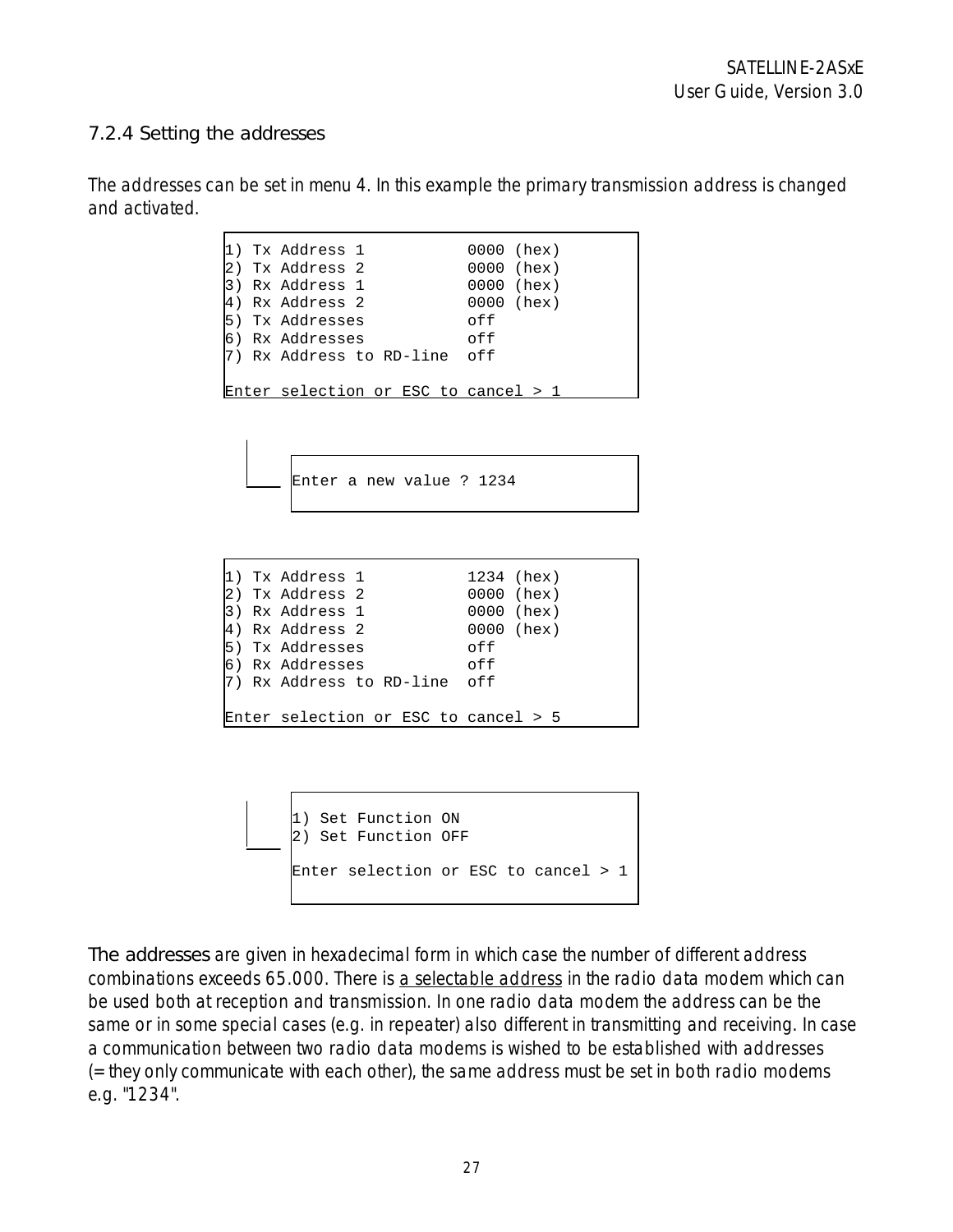### 7.2.4 Setting the addresses

The addresses can be set in menu 4. In this example the primary transmission address is changed and activated.

```
1) Tx Address 1           0000 (hex)
2) Tx Address 2           0000 (hex)
3) Rx Address 1           0000 (hex)
4) Rx Address 2           0000 (hex)
5) Tx Addresses           off
6) Rx Addresses           off
7) Rx Address to RD-line  off

Enter selection or ESC to cancel > 1
```

```
Enter a new value ? 1234
```

```
1) Tx Address 1           1234 (hex)
2) Tx Address 2           0000 (hex)
3) Rx Address 1           0000 (hex)
4) Rx Address 2           0000 (hex)
5) Tx Addresses           off
6) Rx Addresses           off
7) Rx Address to RD-line  off

Enter selection or ESC to cancel > 5
```

```
1) Set Function ON
2) Set Function OFF

Enter selection or ESC to cancel > 1
```

The addresses are given in hexadecimal form in which case the number of different address combinations exceeds 65.000. There is a selectable address in the radio data modem which can be used both at reception and transmission. In one radio data modem the address can be the same or in some special cases (e.g. in repeater) also different in transmitting and receiving. In case a communication between two radio data modems is wished to be established with addresses (= they only communicate with each other), the same address must be set in both radio modems e.g. "1234".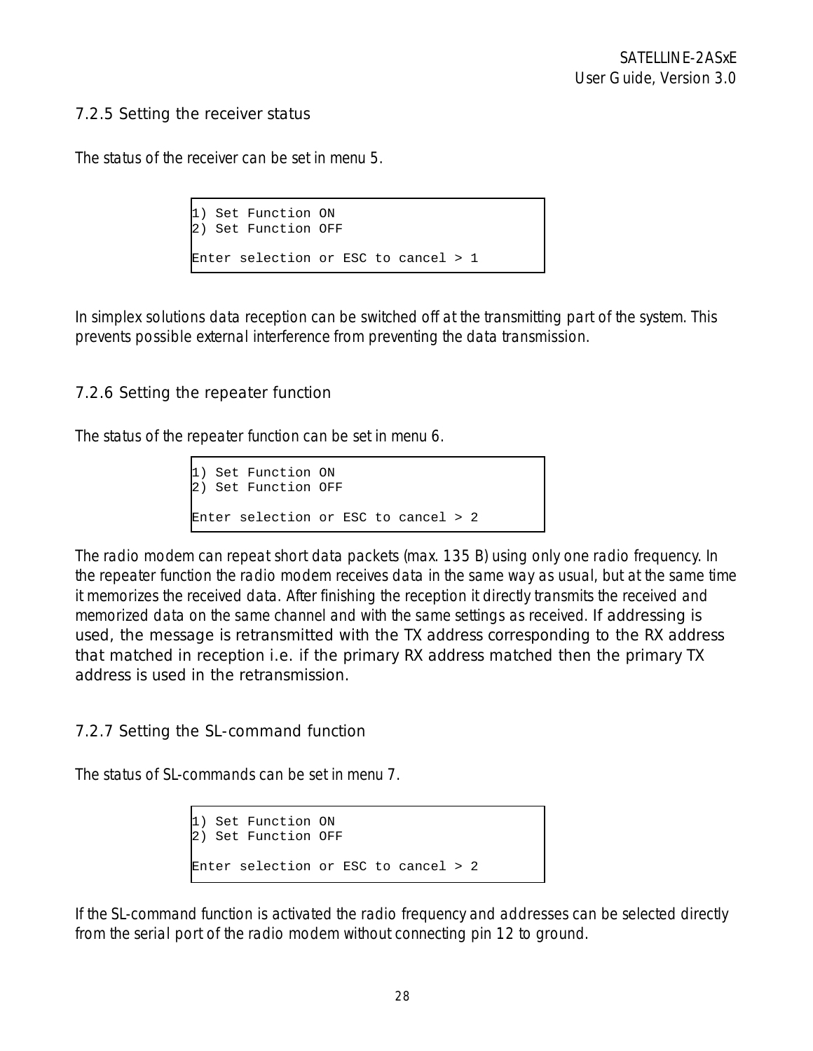### 7.2.5 Setting the receiver status

The status of the receiver can be set in menu 5.

```
1) Set Function ON
2) Set Function OFF

Enter selection or ESC to cancel > 1
```

In simplex solutions data reception can be switched off at the transmitting part of the system. This prevents possible external interference from preventing the data transmission.

### 7.2.6 Setting the repeater function

The status of the repeater function can be set in menu 6.

```
1) Set Function ON
2) Set Function OFF

Enter selection or ESC to cancel > 2
```

The radio modem can repeat short data packets (max. 135 B) using only one radio frequency. In the repeater function the radio modem receives data in the same way as usual, but at the same time it memorizes the received data. After finishing the reception it directly transmits the received and memorized data on the same channel and with the same settings as received. If addressing is used, the message is retransmitted with the TX address corresponding to the RX address that matched in reception i.e. if the primary RX address matched then the primary TX address is used in the retransmission.

### 7.2.7 Setting the SL-command function

The status of SL-commands can be set in menu 7.

```
1) Set Function ON
2) Set Function OFF

Enter selection or ESC to cancel > 2
```

If the SL-command function is activated the radio frequency and addresses can be selected directly from the serial port of the radio modem without connecting pin 12 to ground.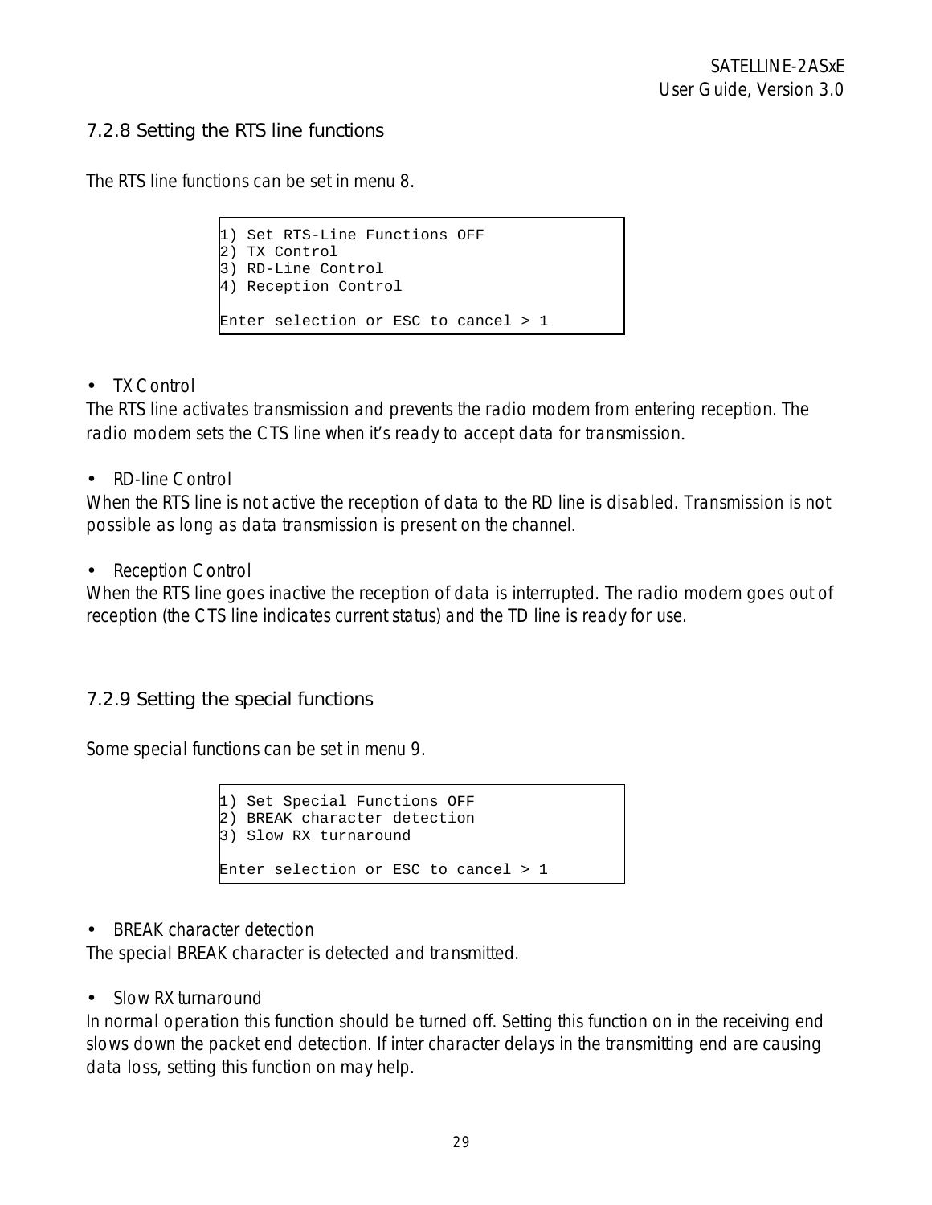### 7.2.8 Setting the RTS line functions

The RTS line functions can be set in menu 8.

```
1) Set RTS-Line Functions OFF
2) TX Control
3) RD-Line Control
4) Reception Control

Enter selection or ESC to cancel > 1
```

- TX Control

The RTS line activates transmission and prevents the radio modem from entering reception. The radio modem sets the CTS line when it's ready to accept data for transmission.

- RD-line Control

When the RTS line is not active the reception of data to the RD line is disabled. Transmission is not possible as long as data transmission is present on the channel.

- Reception Control

When the RTS line goes inactive the reception of data is interrupted. The radio modem goes out of reception (the CTS line indicates current status) and the TD line is ready for use.

### 7.2.9 Setting the special functions

Some special functions can be set in menu 9.

```
1) Set Special Functions OFF
2) BREAK character detection
3) Slow RX turnaround

Enter selection or ESC to cancel > 1
```

- BREAK character detection

The special BREAK character is detected and transmitted.

- Slow RX turnaround

In normal operation this function should be turned off. Setting this function on in the receiving end slows down the packet end detection. If inter character delays in the transmitting end are causing data loss, setting this function on may help.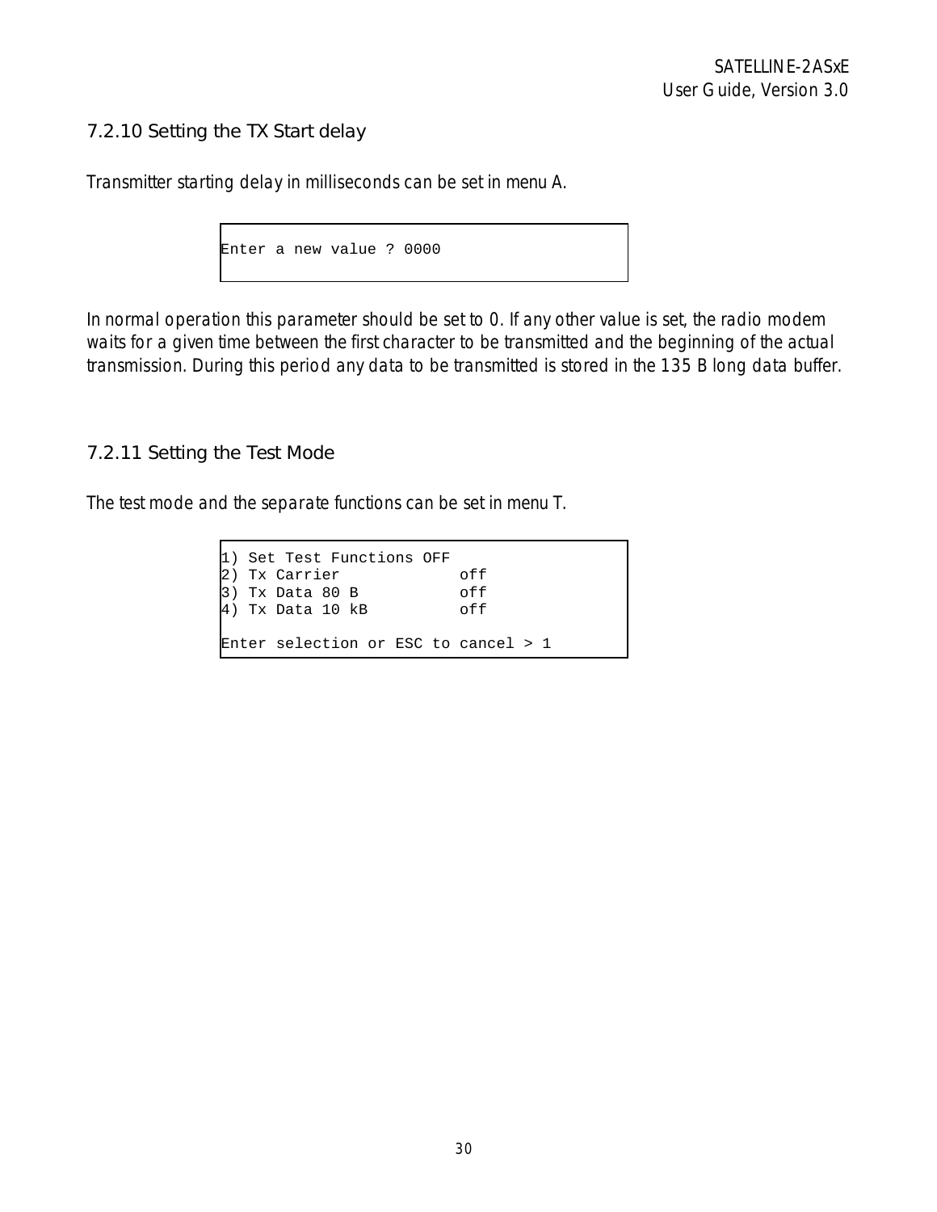### 7.2.10 Setting the TX Start delay

Transmitter starting delay in milliseconds can be set in menu A.

```
Enter a new value ? 0000
```

In normal operation this parameter should be set to 0. If any other value is set, the radio modem waits for a given time between the first character to be transmitted and the beginning of the actual transmission. During this period any data to be transmitted is stored in the 135 B long data buffer.

### 7.2.11 Setting the Test Mode

The test mode and the separate functions can be set in menu T.

```
1) Set Test Functions OFF
2) Tx Carrier            off
3) Tx Data 80 B          off
4) Tx Data 10 kB         off

Enter selection or ESC to cancel > 1
```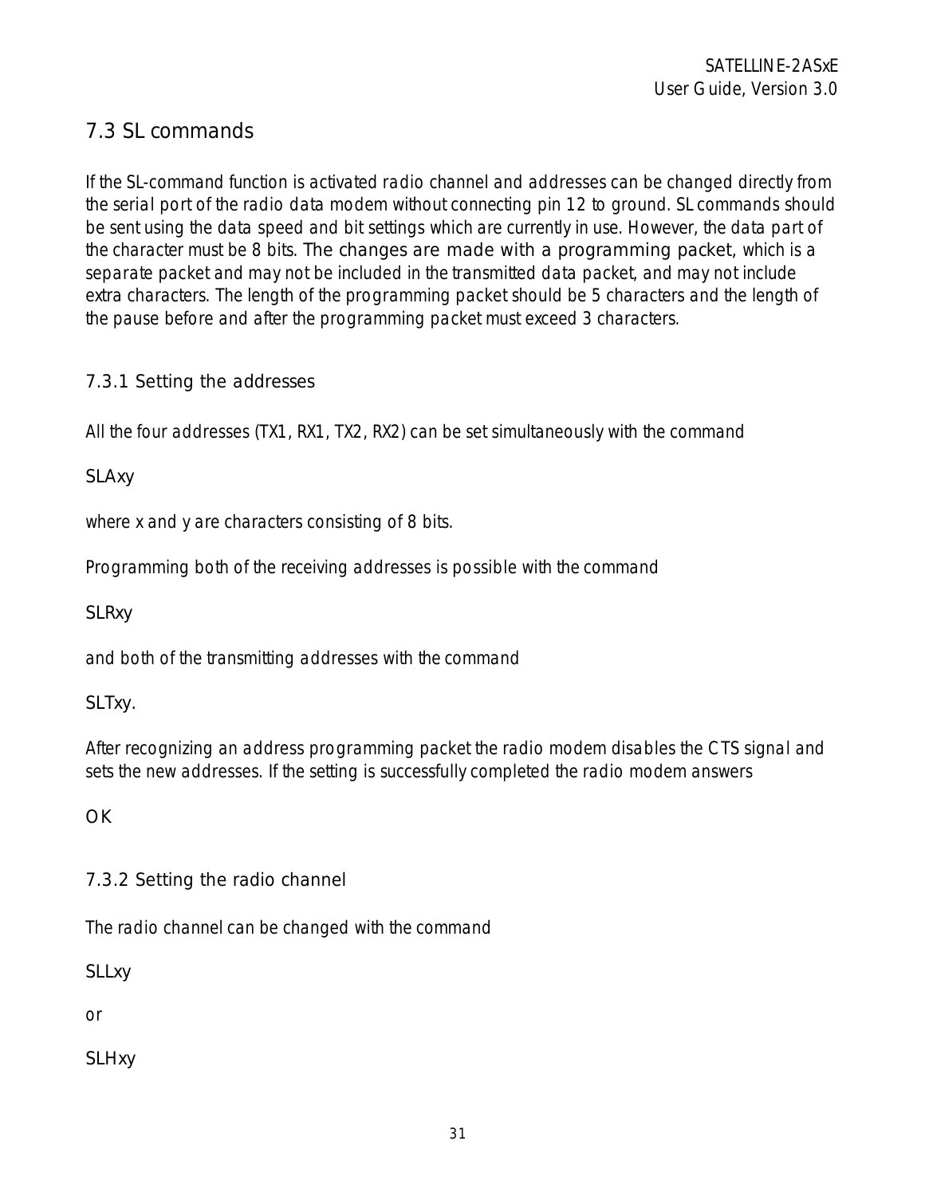## 7.3 SL commands

If the SL-command function is activated radio channel and addresses can be changed directly from the serial port of the radio data modem without connecting pin 12 to ground. SL commands should be sent using the data speed and bit settings which are currently in use. However, the data part of the character must be 8 bits. The changes are made with a programming packet, which is a separate packet and may not be included in the transmitted data packet, and may not include extra characters. The length of the programming packet should be 5 characters and the length of the pause before and after the programming packet must exceed 3 characters.

### 7.3.1 Setting the addresses

All the four addresses (TX1, RX1, TX2, RX2) can be set simultaneously with the command

SLAxy

where x and y are characters consisting of 8 bits.

Programming both of the receiving addresses is possible with the command

SLRxy

and both of the transmitting addresses with the command

SLTxy.

After recognizing an address programming packet the radio modem disables the CTS signal and sets the new addresses. If the setting is successfully completed the radio modem answers

OK

### 7.3.2 Setting the radio channel

The radio channel can be changed with the command

SLLxy

or

SLHxy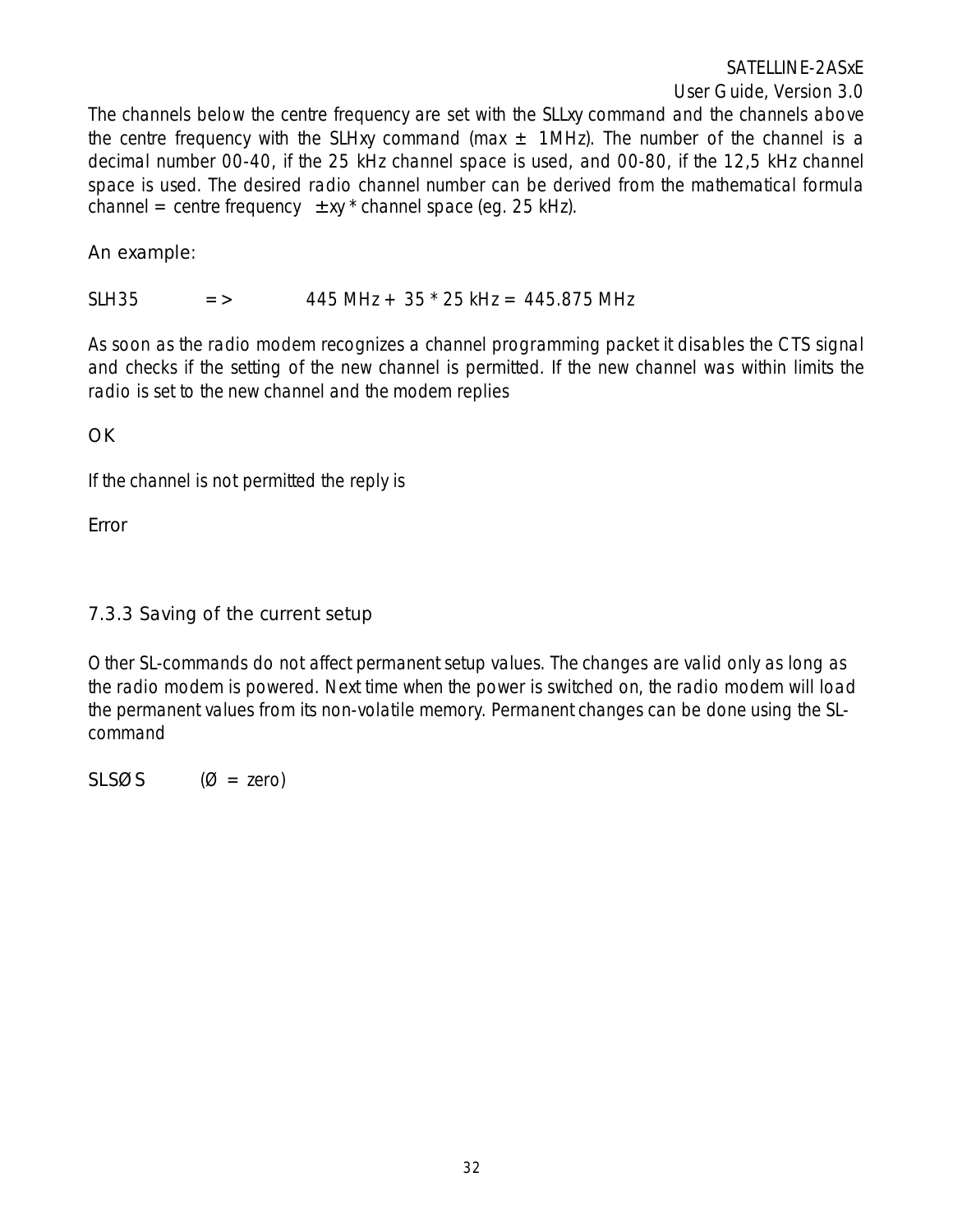The channels below the centre frequency are set with the SLLxy command and the channels above the centre frequency with the SLHxy command (max ± 1MHz). The number of the channel is a decimal number 00-40, if the 25 kHz channel space is used, and 00-80, if the 12,5 kHz channel space is used. The desired radio channel number can be derived from the mathematical formula channel = centre frequency ± xy * channel space (eg. 25 kHz).

An example:

SLH35 => 445 MHz + 35 * 25 kHz = 445.875 MHz

As soon as the radio modem recognizes a channel programming packet it disables the CTS signal and checks if the setting of the new channel is permitted. If the new channel was within limits the radio is set to the new channel and the modem replies

OK

If the channel is not permitted the reply is

Error

### 7.3.3 Saving of the current setup

Other SL-commands do not affect permanent setup values. The changes are valid only as long as the radio modem is powered. Next time when the power is switched on, the radio modem will load the permanent values from its non-volatile memory. Permanent changes can be done using the SL-command

SLSØS (Ø = zero)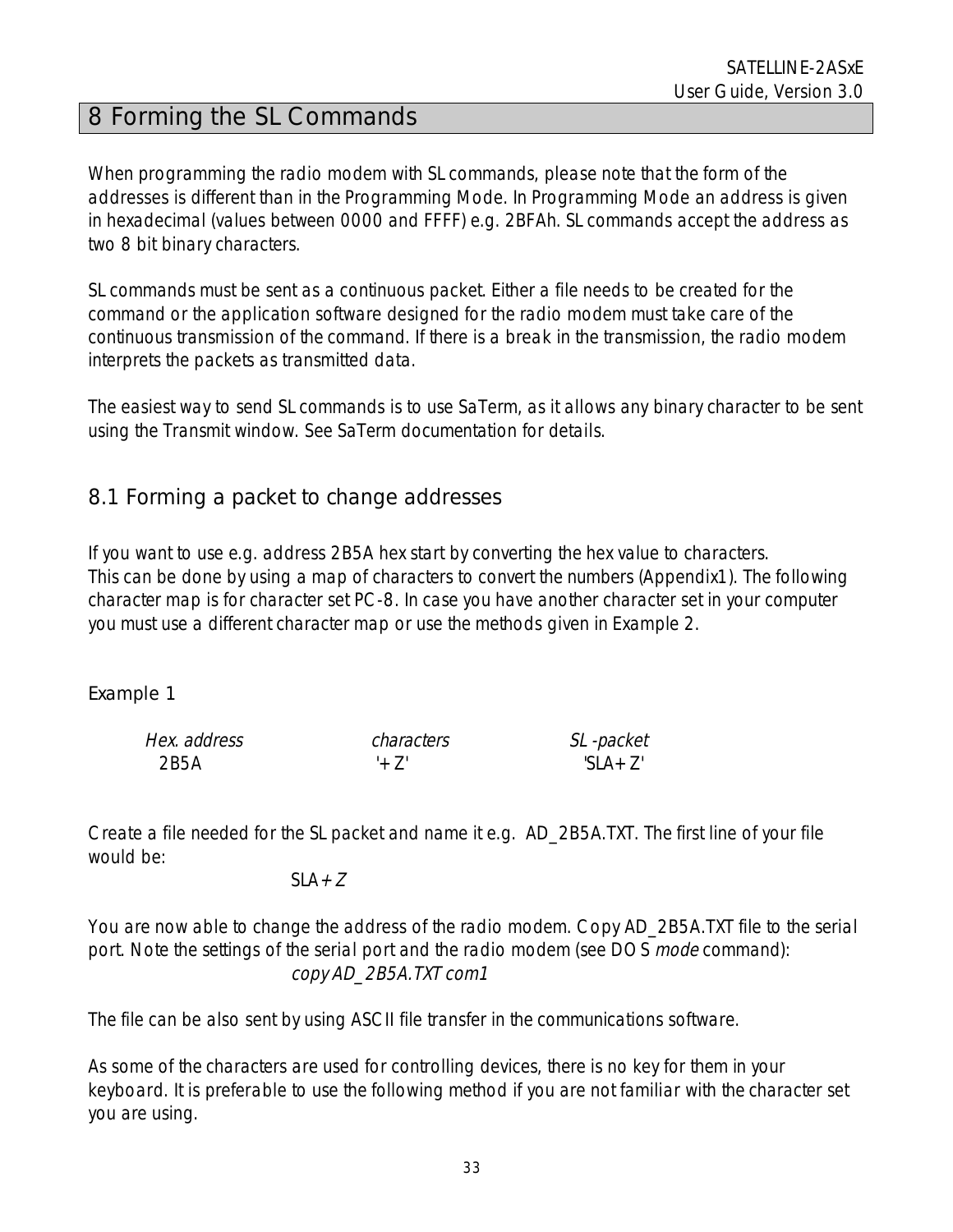# 8 Forming the SL Commands

When programming the radio modem with SL commands, please note that the form of the addresses is different than in the Programming Mode. In Programming Mode an address is given in hexadecimal (values between 0000 and FFFF) e.g. 2BFAh. SL commands accept the address as two 8 bit binary characters.

SL commands must be sent as a continuous packet. Either a file needs to be created for the command or the application software designed for the radio modem must take care of the continuous transmission of the command. If there is a break in the transmission, the radio modem interprets the packets as transmitted data.

The easiest way to send SL commands is to use SaTerm, as it allows any binary character to be sent using the Transmit window. See SaTerm documentation for details.

## 8.1 Forming a packet to change addresses

If you want to use e.g. address 2B5A hex start by converting the hex value to characters. This can be done by using a map of characters to convert the numbers (Appendix1). The following character map is for character set PC-8. In case you have another character set in your computer you must use a different character map or use the methods given in Example 2.

Example 1

| *Hex. address* | *characters* | *SL -packet* |
|---|---|---|
| 2B5A | '+Z' | 'SLA+Z' |

Create a file needed for the SL packet and name it e.g. AD_2B5A.TXT. The first line of your file would be:

SLA+Z

You are now able to change the address of the radio modem. Copy AD_2B5A.TXT file to the serial port. Note the settings of the serial port and the radio modem (see DOS *mode* command):

*copy AD_2B5A.TXT com1*

The file can be also sent by using ASCII file transfer in the communications software.

As some of the characters are used for controlling devices, there is no key for them in your keyboard. It is preferable to use the following method if you are not familiar with the character set you are using.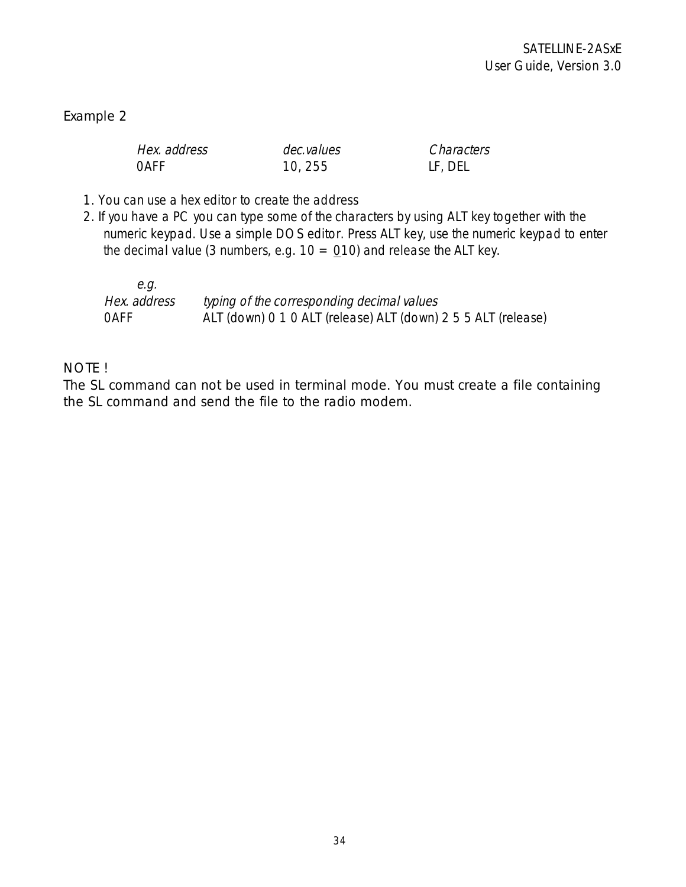Example 2

| *Hex. address* | *dec.values* | *Characters* |
|---|---|---|
| 0AFF | 10, 255 | LF, DEL |

1. You can use a hex editor to create the address
2. If you have a PC you can type some of the characters by using ALT key together with the numeric keypad. Use a simple DOS editor. Press ALT key, use the numeric keypad to enter the decimal value (3 numbers, e.g. 10 = 010) and release the ALT key.

*e.g.*

| *Hex. address* | *typing of the corresponding decimal values* |
|---|---|
| 0AFF | ALT (down) 0 1 0 ALT (release) ALT (down) 2 5 5 ALT (release) |

NOTE !
The SL command can not be used in terminal mode. You must create a file containing the SL command and send the file to the radio modem.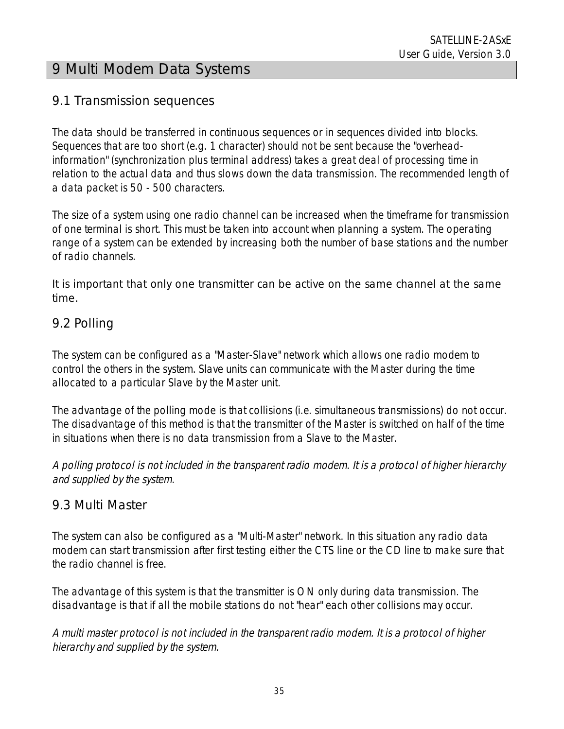# 9 Multi Modem Data Systems

## 9.1 Transmission sequences

The data should be transferred in continuous sequences or in sequences divided into blocks. Sequences that are too short (e.g. 1 character) should not be sent because the "overhead-information" (synchronization plus terminal address) takes a great deal of processing time in relation to the actual data and thus slows down the data transmission. The recommended length of a data packet is 50 - 500 characters.

The size of a system using one radio channel can be increased when the timeframe for transmission of one terminal is short. This must be taken into account when planning a system. The operating range of a system can be extended by increasing both the number of base stations and the number of radio channels.

It is important that only one transmitter can be active on the same channel at the same time.

## 9.2 Polling

The system can be configured as a "Master-Slave" network which allows one radio modem to control the others in the system. Slave units can communicate with the Master during the time allocated to a particular Slave by the Master unit.

The advantage of the polling mode is that collisions (i.e. simultaneous transmissions) do not occur. The disadvantage of this method is that the transmitter of the Master is switched on half of the time in situations when there is no data transmission from a Slave to the Master.

*A polling protocol is not included in the transparent radio modem. It is a protocol of higher hierarchy and supplied by the system.*

## 9.3 Multi Master

The system can also be configured as a "Multi-Master" network. In this situation any radio data modem can start transmission after first testing either the CTS line or the CD line to make sure that the radio channel is free.

The advantage of this system is that the transmitter is ON only during data transmission. The disadvantage is that if all the mobile stations do not "hear" each other collisions may occur.

*A multi master protocol is not included in the transparent radio modem. It is a protocol of higher hierarchy and supplied by the system.*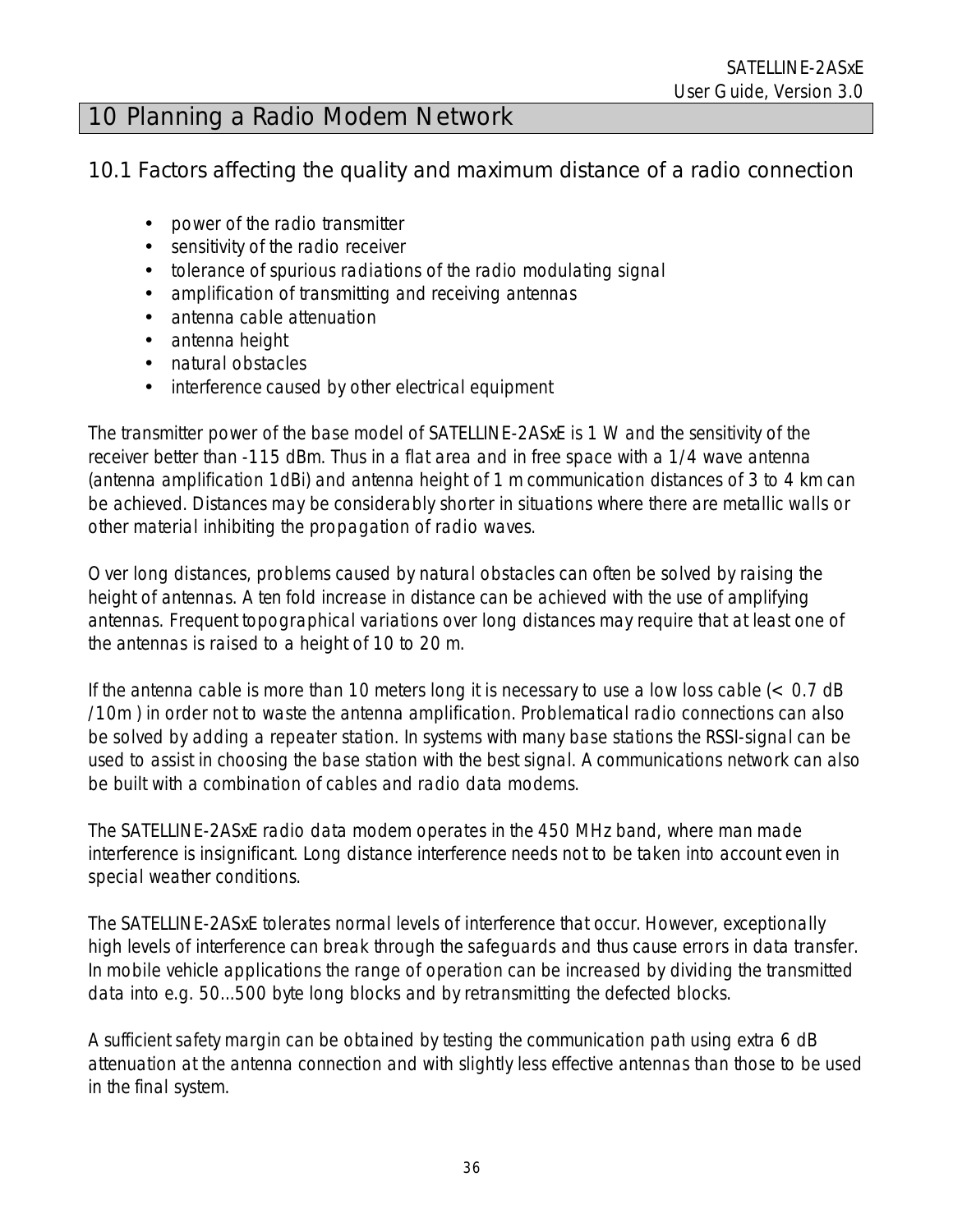# 10 Planning a Radio Modem Network

## 10.1 Factors affecting the quality and maximum distance of a radio connection

- power of the radio transmitter
- sensitivity of the radio receiver
- tolerance of spurious radiations of the radio modulating signal
- amplification of transmitting and receiving antennas
- antenna cable attenuation
- antenna height
- natural obstacles
- interference caused by other electrical equipment

The transmitter power of the base model of SATELLINE-2ASxE is 1 W and the sensitivity of the receiver better than -115 dBm. Thus in a flat area and in free space with a 1/4 wave antenna (antenna amplification 1dBi) and antenna height of 1 m communication distances of 3 to 4 km can be achieved. Distances may be considerably shorter in situations where there are metallic walls or other material inhibiting the propagation of radio waves.

Over long distances, problems caused by natural obstacles can often be solved by raising the height of antennas. A ten fold increase in distance can be achieved with the use of amplifying antennas. Frequent topographical variations over long distances may require that at least one of the antennas is raised to a height of 10 to 20 m.

If the antenna cable is more than 10 meters long it is necessary to use a low loss cable (< 0.7 dB /10m ) in order not to waste the antenna amplification. Problematical radio connections can also be solved by adding a repeater station. In systems with many base stations the RSSI-signal can be used to assist in choosing the base station with the best signal. A communications network can also be built with a combination of cables and radio data modems.

The SATELLINE-2ASxE radio data modem operates in the 450 MHz band, where man made interference is insignificant. Long distance interference needs not to be taken into account even in special weather conditions.

The SATELLINE-2ASxE tolerates normal levels of interference that occur. However, exceptionally high levels of interference can break through the safeguards and thus cause errors in data transfer. In mobile vehicle applications the range of operation can be increased by dividing the transmitted data into e.g. 50...500 byte long blocks and by retransmitting the defected blocks.

A sufficient safety margin can be obtained by testing the communication path using extra 6 dB attenuation at the antenna connection and with slightly less effective antennas than those to be used in the final system.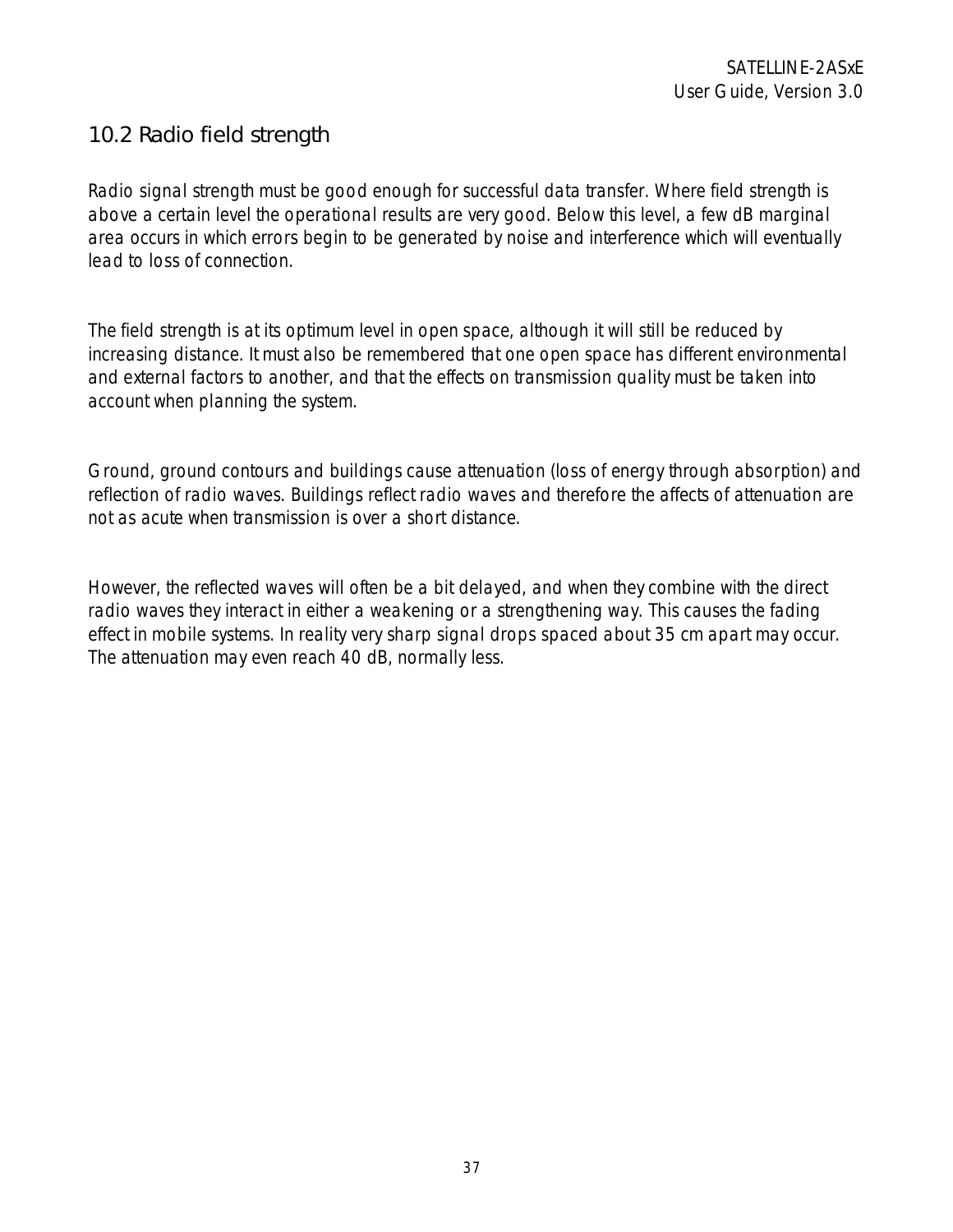## 10.2 Radio field strength

Radio signal strength must be good enough for successful data transfer. Where field strength is above a certain level the operational results are very good. Below this level, a few dB marginal area occurs in which errors begin to be generated by noise and interference which will eventually lead to loss of connection.

The field strength is at its optimum level in open space, although it will still be reduced by increasing distance. It must also be remembered that one open space has different environmental and external factors to another, and that the effects on transmission quality must be taken into account when planning the system.

Ground, ground contours and buildings cause attenuation (loss of energy through absorption) and reflection of radio waves. Buildings reflect radio waves and therefore the affects of attenuation are not as acute when transmission is over a short distance.

However, the reflected waves will often be a bit delayed, and when they combine with the direct radio waves they interact in either a weakening or a strengthening way. This causes the fading effect in mobile systems. In reality very sharp signal drops spaced about 35 cm apart may occur. The attenuation may even reach 40 dB, normally less.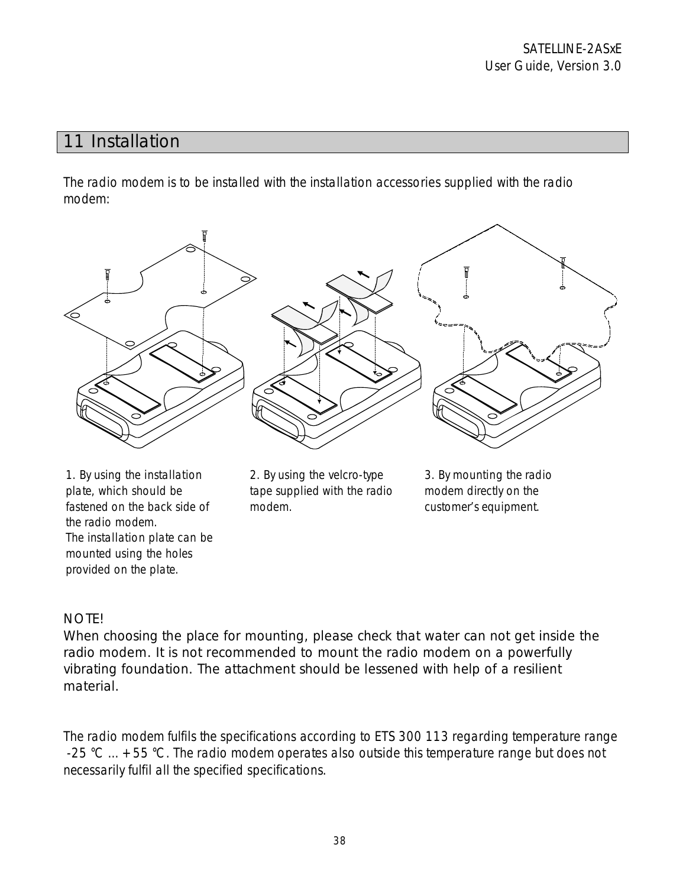# 11 Installation

The radio modem is to be installed with the installation accessories supplied with the radio modem:

1. By using the installation plate, which should be fastened on the back side of the radio modem. The installation plate can be mounted using the holes provided on the plate.

2. By using the velcro-type tape supplied with the radio modem.

3. By mounting the radio modem directly on the customer's equipment.

NOTE!
When choosing the place for mounting, please check that water can not get inside the radio modem. It is not recommended to mount the radio modem on a powerfully vibrating foundation. The attachment should be lessened with help of a resilient material.

The radio modem fulfils the specifications according to ETS 300 113 regarding temperature range -25 °C ... +55 °C. The radio modem operates also outside this temperature range but does not necessarily fulfil all the specified specifications.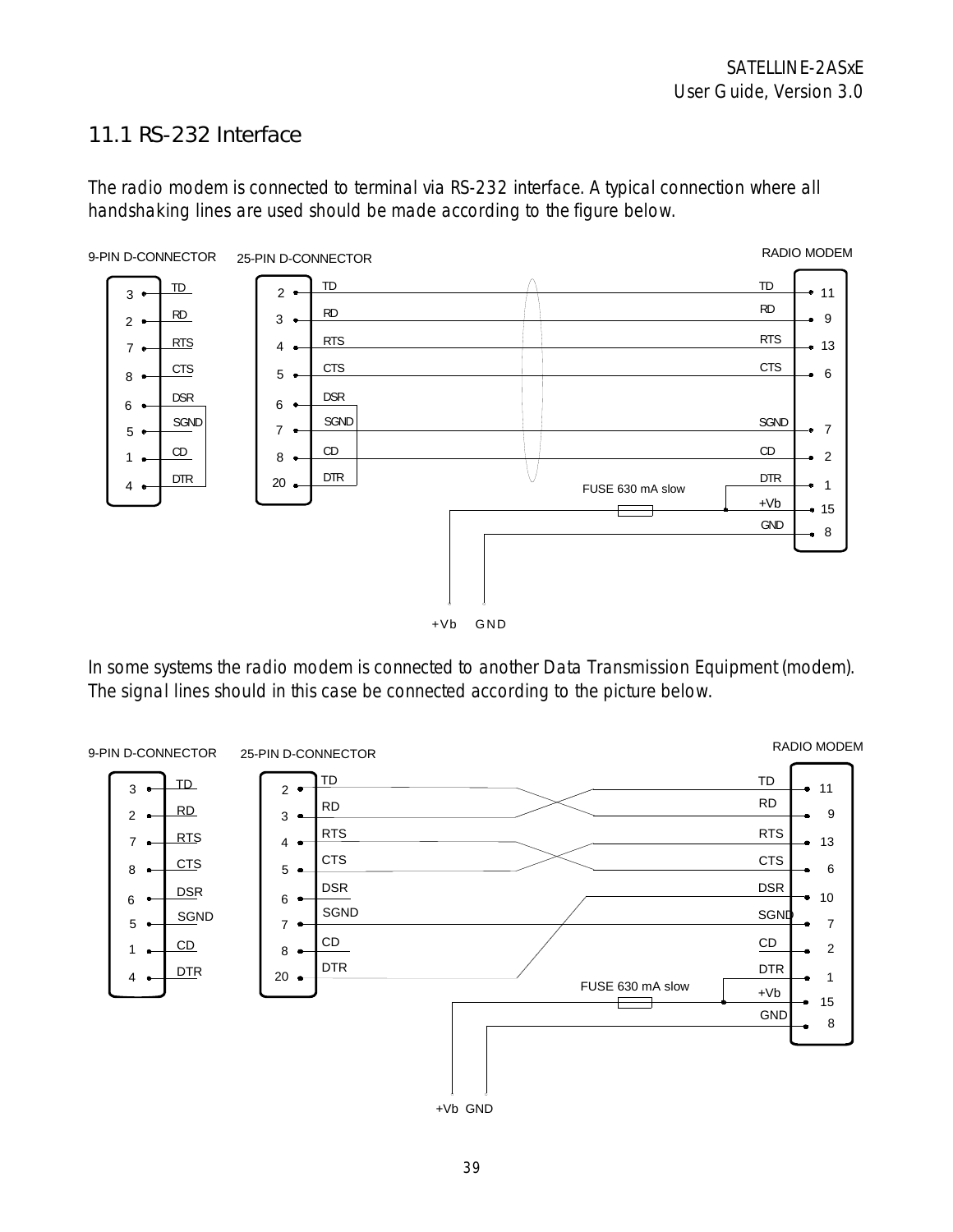## 11.1 RS-232 Interface

The radio modem is connected to terminal via RS-232 interface. A typical connection where all handshaking lines are used should be made according to the figure below.

9-PIN D-CONNECTOR 25-PIN D-CONNECTOR RADIO MODEM

| 9-PIN | 25-PIN | Signal | Radio modem signal | Radio modem pin |
|---|---|---|---|---|
| 3 | 2 | TD | TD | 11 |
| 2 | 3 | RD | RD | 9 |
| 7 | 4 | RTS | RTS | 13 |
| 8 | 5 | CTS | CTS | 6 |
| 6 | 6 | DSR | | |
| 5 | 7 | SGND | SGND | 7 |
| 1 | 8 | CD | CD | 2 |
| 4 | 20 | DTR | DTR | 1 |
| | | | +Vb | 15 |
| | | | GND | 8 |

FUSE 630 mA slow

+Vb GND

In some systems the radio modem is connected to another Data Transmission Equipment (modem). The signal lines should in this case be connected according to the picture below.

9-PIN D-CONNECTOR 25-PIN D-CONNECTOR RADIO MODEM

| 9-PIN | 25-PIN | Signal | Radio modem signal | Radio modem pin |
|---|---|---|---|---|
| 3 | 2 | TD | RD | 9 |
| 2 | 3 | RD | TD | 11 |
| 7 | 4 | RTS | CTS | 6 |
| 8 | 5 | CTS | RTS | 13 |
| 6 | 6 | DSR | | |
| 5 | 7 | SGND | SGND | 7 |
| 1 | 8 | CD | | |
| 4 | 20 | DTR | DSR | 10 |
| | | | CD | 2 |
| | | | DTR | 1 |
| | | | +Vb | 15 |
| | | | GND | 8 |

FUSE 630 mA slow

+Vb GND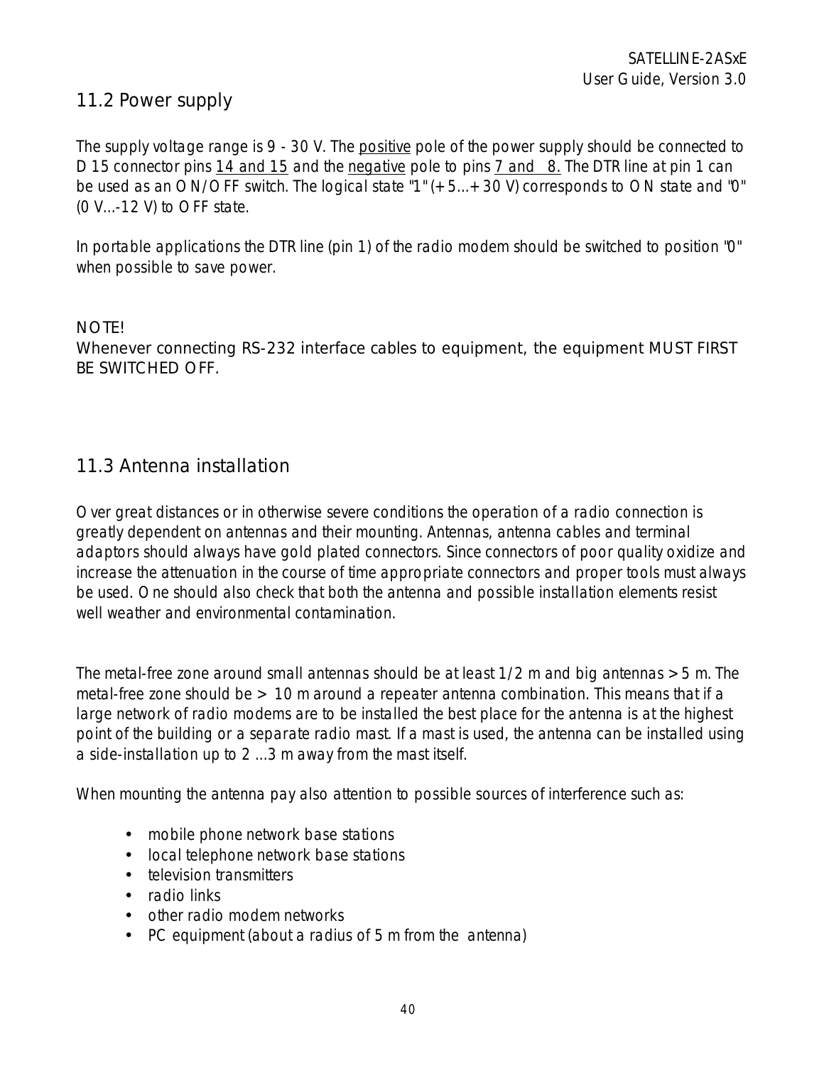## 11.2 Power supply

The supply voltage range is 9 - 30 V. The positive pole of the power supply should be connected to D 15 connector pins 14 and 15 and the negative pole to pins 7 and 8. The DTR line at pin 1 can be used as an ON/OFF switch. The logical state "1" (+5...+30 V) corresponds to ON state and "0" (0 V...-12 V) to OFF state.

In portable applications the DTR line (pin 1) of the radio modem should be switched to position "0" when possible to save power.

NOTE!
Whenever connecting RS-232 interface cables to equipment, the equipment MUST FIRST BE SWITCHED OFF.

## 11.3 Antenna installation

Over great distances or in otherwise severe conditions the operation of a radio connection is greatly dependent on antennas and their mounting. Antennas, antenna cables and terminal adaptors should always have gold plated connectors. Since connectors of poor quality oxidize and increase the attenuation in the course of time appropriate connectors and proper tools must always be used. One should also check that both the antenna and possible installation elements resist well weather and environmental contamination.

The metal-free zone around small antennas should be at least 1/2 m and big antennas > 5 m. The metal-free zone should be > 10 m around a repeater antenna combination. This means that if a large network of radio modems are to be installed the best place for the antenna is at the highest point of the building or a separate radio mast. If a mast is used, the antenna can be installed using a side-installation up to 2 ...3 m away from the mast itself.

When mounting the antenna pay also attention to possible sources of interference such as:

- mobile phone network base stations
- local telephone network base stations
- television transmitters
- radio links
- other radio modem networks
- PC equipment (about a radius of 5 m from the antenna)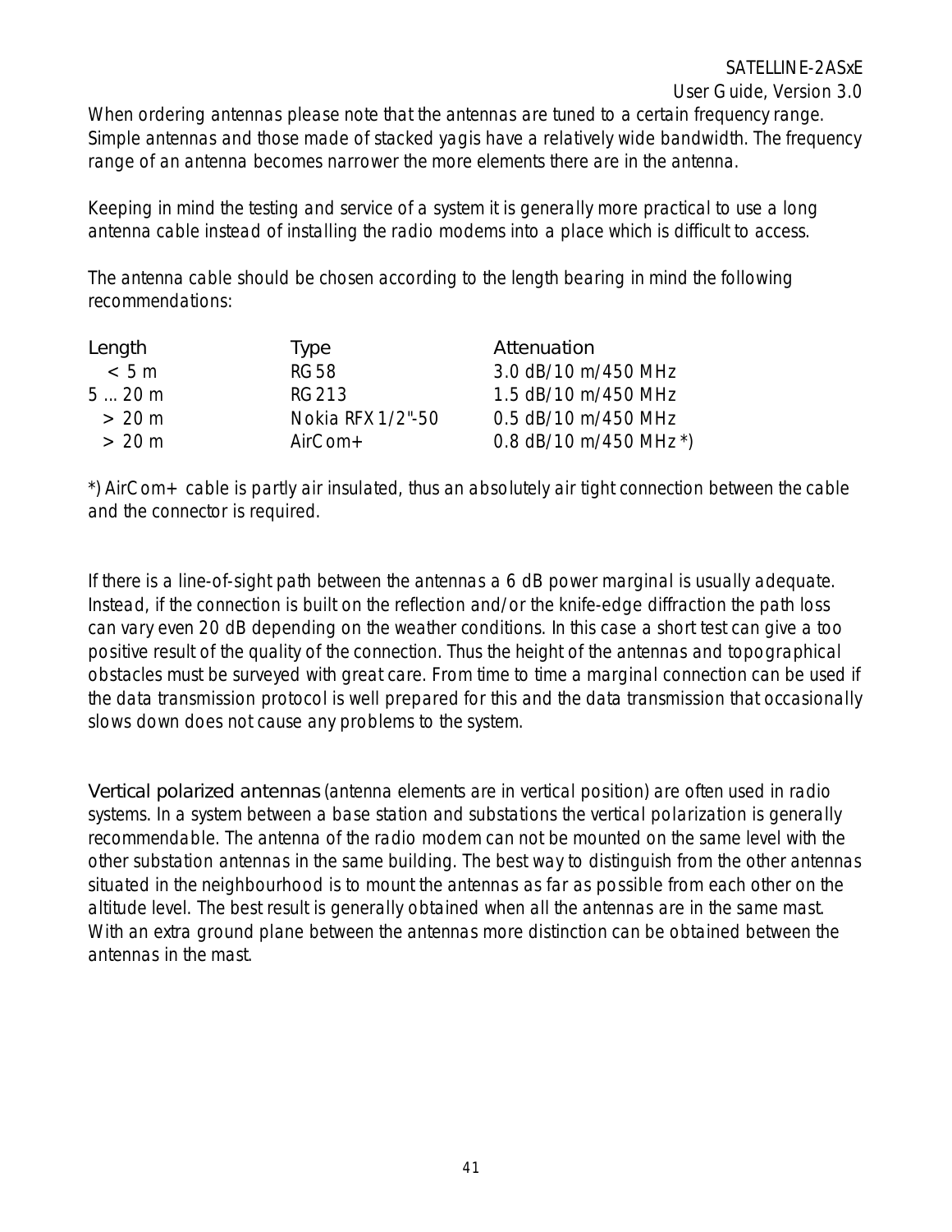When ordering antennas please note that the antennas are tuned to a certain frequency range. Simple antennas and those made of stacked yagis have a relatively wide bandwidth. The frequency range of an antenna becomes narrower the more elements there are in the antenna.

Keeping in mind the testing and service of a system it is generally more practical to use a long antenna cable instead of installing the radio modems into a place which is difficult to access.

The antenna cable should be chosen according to the length bearing in mind the following recommendations:

| Length | Type | Attenuation |
|---|---|---|
| < 5 m | RG 58 | 3.0 dB/10 m/450 MHz |
| 5 ... 20 m | RG 213 | 1.5 dB/10 m/450 MHz |
| > 20 m | Nokia RFX 1/2"-50 | 0.5 dB/10 m/450 MHz |
| > 20 m | AirCom+ | 0.8 dB/10 m/450 MHz *) |

*) AirCom+ cable is partly air insulated, thus an absolutely air tight connection between the cable and the connector is required.

If there is a line-of-sight path between the antennas a 6 dB power marginal is usually adequate. Instead, if the connection is built on the reflection and/or the knife-edge diffraction the path loss can vary even 20 dB depending on the weather conditions. In this case a short test can give a too positive result of the quality of the connection. Thus the height of the antennas and topographical obstacles must be surveyed with great care. From time to time a marginal connection can be used if the data transmission protocol is well prepared for this and the data transmission that occasionally slows down does not cause any problems to the system.

Vertical polarized antennas (antenna elements are in vertical position) are often used in radio systems. In a system between a base station and substations the vertical polarization is generally recommendable. The antenna of the radio modem can not be mounted on the same level with the other substation antennas in the same building. The best way to distinguish from the other antennas situated in the neighbourhood is to mount the antennas as far as possible from each other on the altitude level. The best result is generally obtained when all the antennas are in the same mast. With an extra ground plane between the antennas more distinction can be obtained between the antennas in the mast.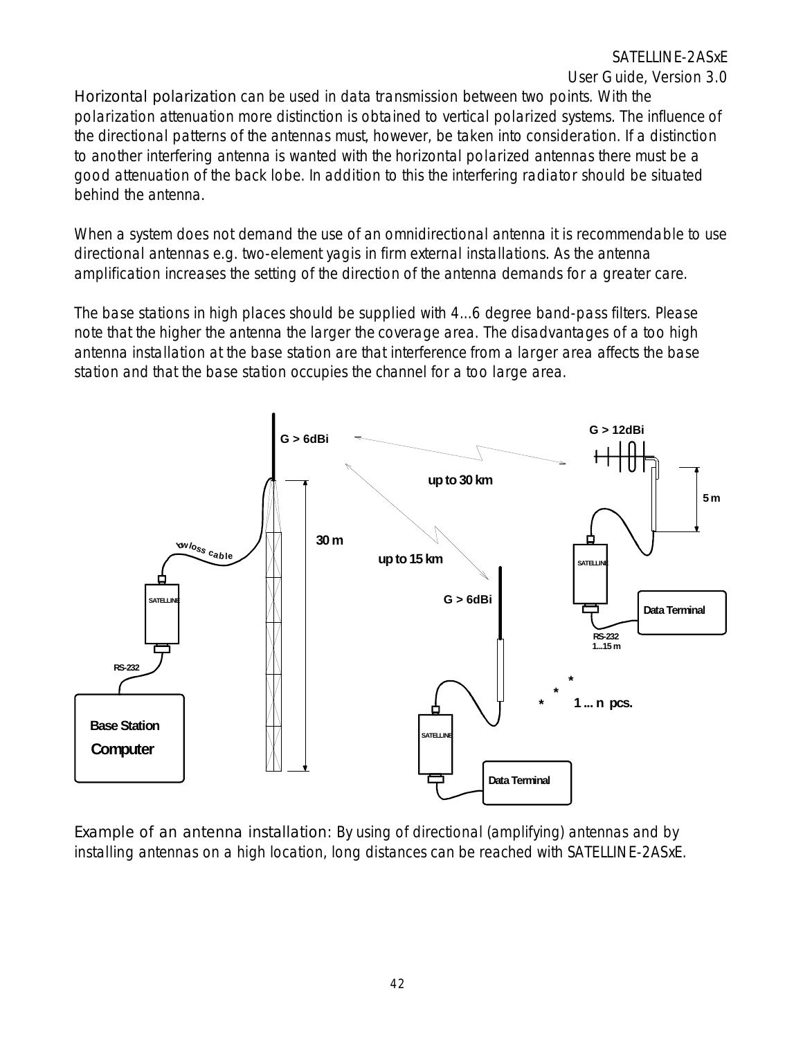Horizontal polarization can be used in data transmission between two points. With the polarization attenuation more distinction is obtained to vertical polarized systems. The influence of the directional patterns of the antennas must, however, be taken into consideration. If a distinction to another interfering antenna is wanted with the horizontal polarized antennas there must be a good attenuation of the back lobe. In addition to this the interfering radiator should be situated behind the antenna.

When a system does not demand the use of an omnidirectional antenna it is recommendable to use directional antennas e.g. two-element yagis in firm external installations. As the antenna amplification increases the setting of the direction of the antenna demands for a greater care.

The base stations in high places should be supplied with 4...6 degree band-pass filters. Please note that the higher the antenna the larger the coverage area. The disadvantages of a too high antenna installation at the base station are that interference from a larger area affects the base station and that the base station occupies the channel for a too large area.

Example of an antenna installation: By using of directional (amplifying) antennas and by installing antennas on a high location, long distances can be reached with SATELLINE-2ASxE.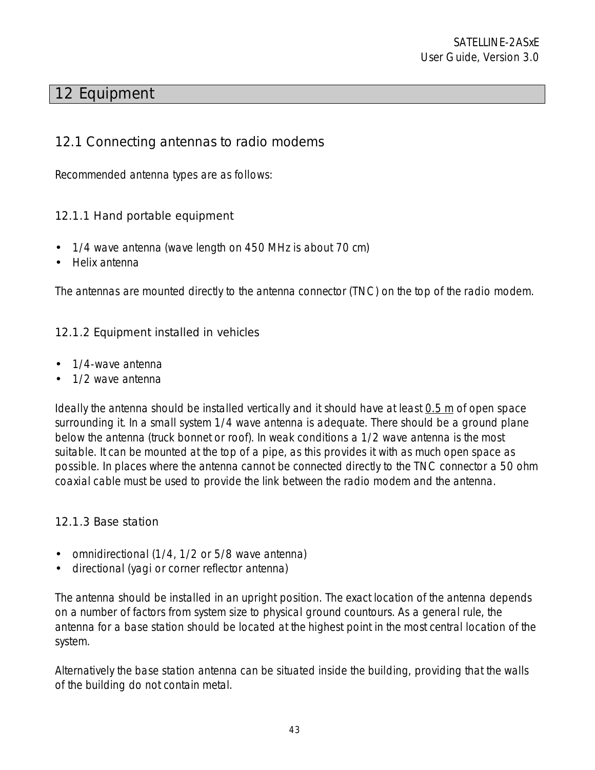# 12 Equipment

## 12.1 Connecting antennas to radio modems

Recommended antenna types are as follows:

### 12.1.1 Hand portable equipment

- 1/4 wave antenna (wave length on 450 MHz is about 70 cm)
- Helix antenna

The antennas are mounted directly to the antenna connector (TNC) on the top of the radio modem.

### 12.1.2 Equipment installed in vehicles

- 1/4-wave antenna
- 1/2 wave antenna

Ideally the antenna should be installed vertically and it should have at least <u>0.5 m</u> of open space surrounding it. In a small system 1/4 wave antenna is adequate. There should be a ground plane below the antenna (truck bonnet or roof). In weak conditions a 1/2 wave antenna is the most suitable. It can be mounted at the top of a pipe, as this provides it with as much open space as possible. In places where the antenna cannot be connected directly to the TNC connector a 50 ohm coaxial cable must be used to provide the link between the radio modem and the antenna.

### 12.1.3 Base station

- omnidirectional (1/4, 1/2 or 5/8 wave antenna)
- directional (yagi or corner reflector antenna)

The antenna should be installed in an upright position. The exact location of the antenna depends on a number of factors from system size to physical ground countours. As a general rule, the antenna for a base station should be located at the highest point in the most central location of the system.

Alternatively the base station antenna can be situated inside the building, providing that the walls of the building do not contain metal.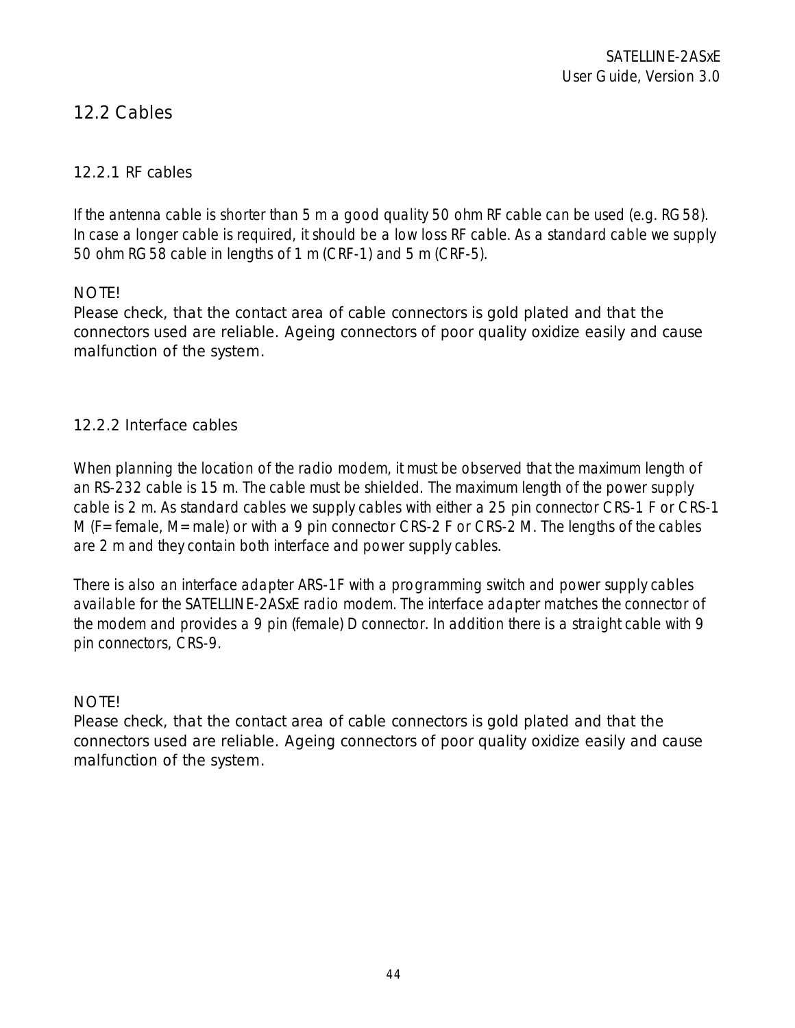## 12.2 Cables

### 12.2.1 RF cables

If the antenna cable is shorter than 5 m a good quality 50 ohm RF cable can be used (e.g. RG58). In case a longer cable is required, it should be a low loss RF cable. As a standard cable we supply 50 ohm RG58 cable in lengths of 1 m (CRF-1) and 5 m (CRF-5).

NOTE!
Please check, that the contact area of cable connectors is gold plated and that the connectors used are reliable. Ageing connectors of poor quality oxidize easily and cause malfunction of the system.

### 12.2.2 Interface cables

When planning the location of the radio modem, it must be observed that the maximum length of an RS-232 cable is 15 m. The cable must be shielded. The maximum length of the power supply cable is 2 m. As standard cables we supply cables with either a 25 pin connector CRS-1 F or CRS-1 M (F= female, M= male) or with a 9 pin connector CRS-2 F or CRS-2 M. The lengths of the cables are 2 m and they contain both interface and power supply cables.

There is also an interface adapter ARS-1F with a programming switch and power supply cables available for the SATELLINE-2ASxE radio modem. The interface adapter matches the connector of the modem and provides a 9 pin (female) D connector. In addition there is a straight cable with 9 pin connectors, CRS-9.

NOTE!
Please check, that the contact area of cable connectors is gold plated and that the connectors used are reliable. Ageing connectors of poor quality oxidize easily and cause malfunction of the system.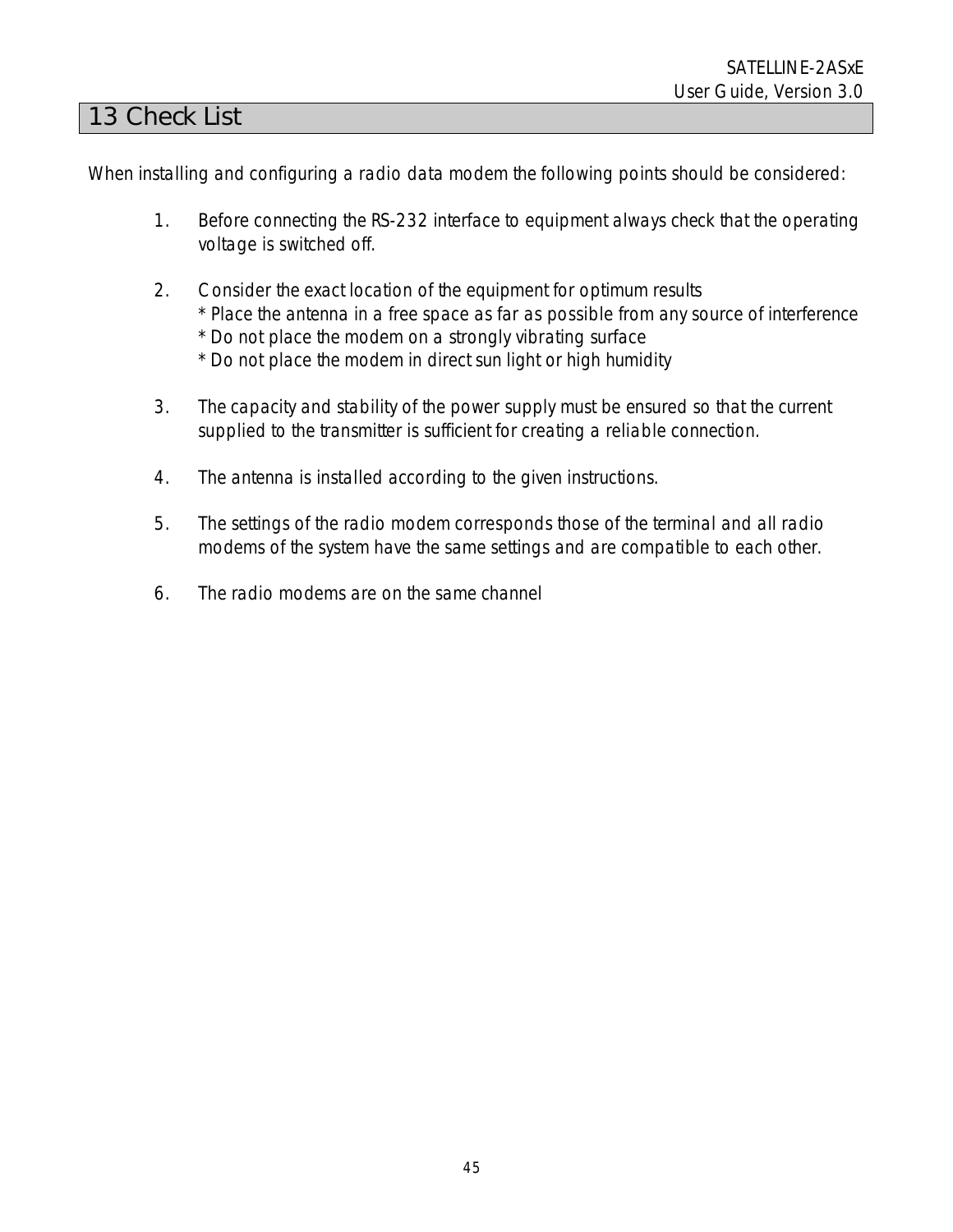# 13 Check List

When installing and configuring a radio data modem the following points should be considered:

1. Before connecting the RS-232 interface to equipment always check that the operating voltage is switched off.

2. Consider the exact location of the equipment for optimum results
   * Place the antenna in a free space as far as possible from any source of interference
   * Do not place the modem on a strongly vibrating surface
   * Do not place the modem in direct sun light or high humidity

3. The capacity and stability of the power supply must be ensured so that the current supplied to the transmitter is sufficient for creating a reliable connection.

4. The antenna is installed according to the given instructions.

5. The settings of the radio modem corresponds those of the terminal and all radio modems of the system have the same settings and are compatible to each other.

6. The radio modems are on the same channel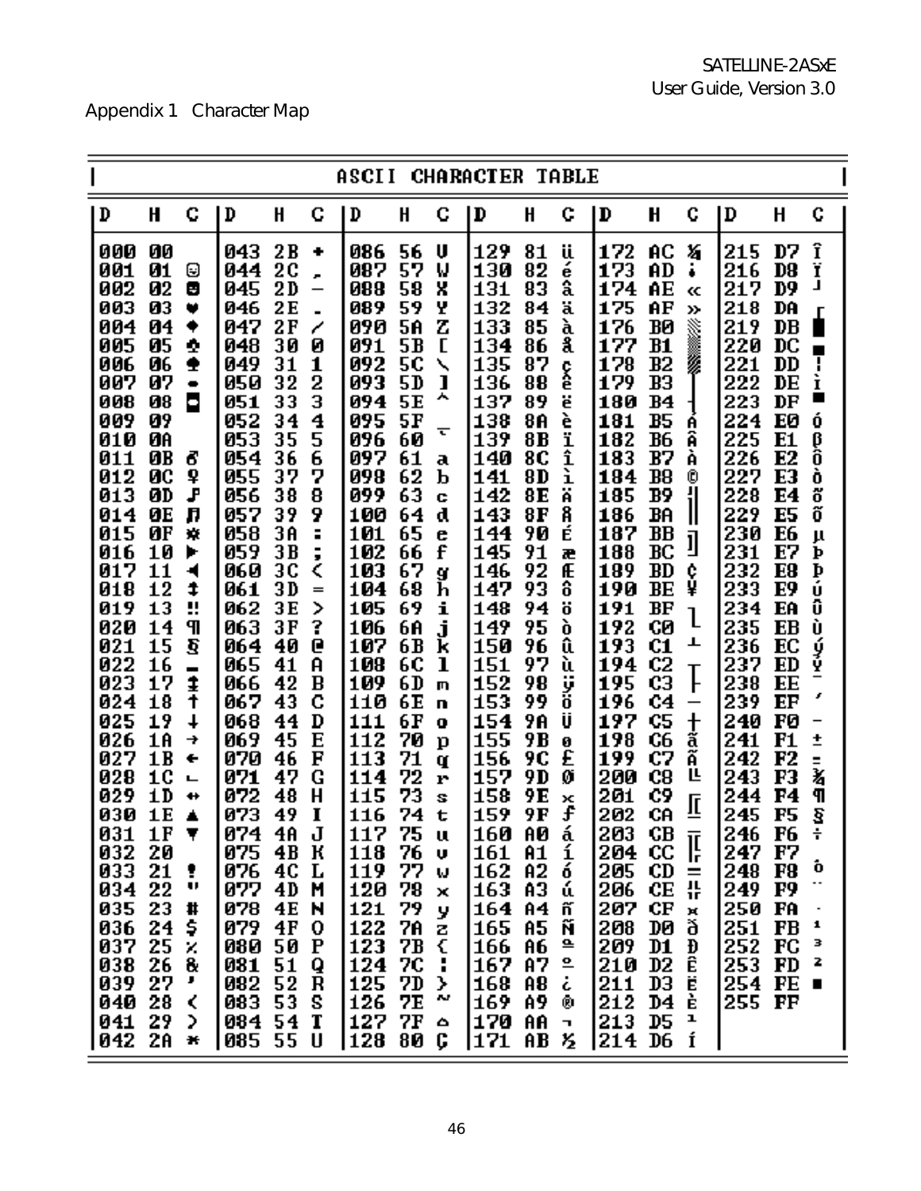## Appendix 1 Character Map

**ASCII CHARACTER TABLE**

| D | H | C | D | H | C | D | H | C | D | H | C | D | H | C | D | H | C |
|---|---|---|---|---|---|---|---|---|---|---|---|---|---|---|---|---|---|
| 000 | 00 | | 043 | 2B | + | 086 | 56 | V | 129 | 81 | ü | 172 | AC | ¼ | 215 | D7 | Î |
| 001 | 01 | ☺ | 044 | 2C | , | 087 | 57 | W | 130 | 82 | é | 173 | AD | ¡ | 216 | D8 | Ï |
| 002 | 02 | ☻ | 045 | 2D | - | 088 | 58 | X | 131 | 83 | â | 174 | AE | « | 217 | D9 | ┘ |
| 003 | 03 | ♥ | 046 | 2E | . | 089 | 59 | Y | 132 | 84 | ä | 175 | AF | » | 218 | DA | ┌ |
| 004 | 04 | ♦ | 047 | 2F | / | 090 | 5A | Z | 133 | 85 | à | 176 | B0 | ░ | 219 | DB | █ |
| 005 | 05 | ♣ | 048 | 30 | 0 | 091 | 5B | [ | 134 | 86 | å | 177 | B1 | ▒ | 220 | DC | ▄ |
| 006 | 06 | ♠ | 049 | 31 | 1 | 092 | 5C | \ | 135 | 87 | ç | 178 | B2 | ▓ | 221 | DD | ¦ |
| 007 | 07 | • | 050 | 32 | 2 | 093 | 5D | ] | 136 | 88 | ê | 179 | B3 | │ | 222 | DE | Ì |
| 008 | 08 | ◘ | 051 | 33 | 3 | 094 | 5E | ^ | 137 | 89 | ë | 180 | B4 | ┤ | 223 | DF | ▀ |
| 009 | 09 | | 052 | 34 | 4 | 095 | 5F | _ | 138 | 8A | è | 181 | B5 | Á | 224 | E0 | Ó |
| 010 | 0A | | 053 | 35 | 5 | 096 | 60 | ` | 139 | 8B | ï | 182 | B6 | Â | 225 | E1 | ß |
| 011 | 0B | ♂ | 054 | 36 | 6 | 097 | 61 | a | 140 | 8C | î | 183 | B7 | À | 226 | E2 | Ô |
| 012 | 0C | ♀ | 055 | 37 | 7 | 098 | 62 | b | 141 | 8D | ì | 184 | B8 | © | 227 | E3 | Ò |
| 013 | 0D | ♪ | 056 | 38 | 8 | 099 | 63 | c | 142 | 8E | Ä | 185 | B9 | ╣ | 228 | E4 | õ |
| 014 | 0E | ♫ | 057 | 39 | 9 | 100 | 64 | d | 143 | 8F | Å | 186 | BA | ║ | 229 | E5 | Õ |
| 015 | 0F | ☼ | 058 | 3A | : | 101 | 65 | e | 144 | 90 | É | 187 | BB | ╗ | 230 | E6 | µ |
| 016 | 10 | ► | 059 | 3B | ; | 102 | 66 | f | 145 | 91 | æ | 188 | BC | ╝ | 231 | E7 | þ |
| 017 | 11 | ◄ | 060 | 3C | < | 103 | 67 | g | 146 | 92 | Æ | 189 | BD | ¢ | 232 | E8 | Þ |
| 018 | 12 | ↕ | 061 | 3D | = | 104 | 68 | h | 147 | 93 | ô | 190 | BE | ¥ | 233 | E9 | Ú |
| 019 | 13 | ‼ | 062 | 3E | > | 105 | 69 | i | 148 | 94 | ö | 191 | BF | ┐ | 234 | EA | Û |
| 020 | 14 | ¶ | 063 | 3F | ? | 106 | 6A | j | 149 | 95 | ò | 192 | C0 | └ | 235 | EB | Ù |
| 021 | 15 | § | 064 | 40 | @ | 107 | 6B | k | 150 | 96 | û | 193 | C1 | ┴ | 236 | EC | ý |
| 022 | 16 | ▬ | 065 | 41 | A | 108 | 6C | l | 151 | 97 | ù | 194 | C2 | ┬ | 237 | ED | Ý |
| 023 | 17 | ↨ | 066 | 42 | B | 109 | 6D | m | 152 | 98 | ÿ | 195 | C3 | ├ | 238 | EE | ¯ |
| 024 | 18 | ↑ | 067 | 43 | C | 110 | 6E | n | 153 | 99 | Ö | 196 | C4 | ─ | 239 | EF | ´ |
| 025 | 19 | ↓ | 068 | 44 | D | 111 | 6F | o | 154 | 9A | Ü | 197 | C5 | ┼ | 240 | F0 | - |
| 026 | 1A | → | 069 | 45 | E | 112 | 70 | p | 155 | 9B | ø | 198 | C6 | ã | 241 | F1 | ± |
| 027 | 1B | ← | 070 | 46 | F | 113 | 71 | q | 156 | 9C | £ | 199 | C7 | Ã | 242 | F2 | ‗ |
| 028 | 1C | ∟ | 071 | 47 | G | 114 | 72 | r | 157 | 9D | Ø | 200 | C8 | ╚ | 243 | F3 | ¾ |
| 029 | 1D | ↔ | 072 | 48 | H | 115 | 73 | s | 158 | 9E | × | 201 | C9 | ╔ | 244 | F4 | ¶ |
| 030 | 1E | ▲ | 073 | 49 | I | 116 | 74 | t | 159 | 9F | ƒ | 202 | CA | ╩ | 245 | F5 | § |
| 031 | 1F | ▼ | 074 | 4A | J | 117 | 75 | u | 160 | A0 | á | 203 | CB | ╦ | 246 | F6 | ÷ |
| 032 | 20 | | 075 | 4B | K | 118 | 76 | v | 161 | A1 | í | 204 | CC | ╠ | 247 | F7 | ¸ |
| 033 | 21 | ! | 076 | 4C | L | 119 | 77 | w | 162 | A2 | ó | 205 | CD | ═ | 248 | F8 | ° |
| 034 | 22 | " | 077 | 4D | M | 120 | 78 | x | 163 | A3 | ú | 206 | CE | ╬ | 249 | F9 | ¨ |
| 035 | 23 | # | 078 | 4E | N | 121 | 79 | y | 164 | A4 | ñ | 207 | CF | ¤ | 250 | FA | · |
| 036 | 24 | $ | 079 | 4F | O | 122 | 7A | z | 165 | A5 | Ñ | 208 | D0 | ð | 251 | FB | ¹ |
| 037 | 25 | % | 080 | 50 | P | 123 | 7B | { | 166 | A6 | ª | 209 | D1 | Ð | 252 | FC | ³ |
| 038 | 26 | & | 081 | 51 | Q | 124 | 7C | \| | 167 | A7 | º | 210 | D2 | Ê | 253 | FD | ² |
| 039 | 27 | ' | 082 | 52 | R | 125 | 7D | } | 168 | A8 | ¿ | 211 | D3 | Ë | 254 | FE | ■ |
| 040 | 28 | ( | 083 | 53 | S | 126 | 7E | ~ | 169 | A9 | ® | 212 | D4 | È | 255 | FF | |
| 041 | 29 | ) | 084 | 54 | T | 127 | 7F | ⌂ | 170 | AA | ¬ | 213 | D5 | ı | | | |
| 042 | 2A | * | 085 | 55 | U | 128 | 80 | Ç | 171 | AB | ½ | 214 | D6 | Í | | | |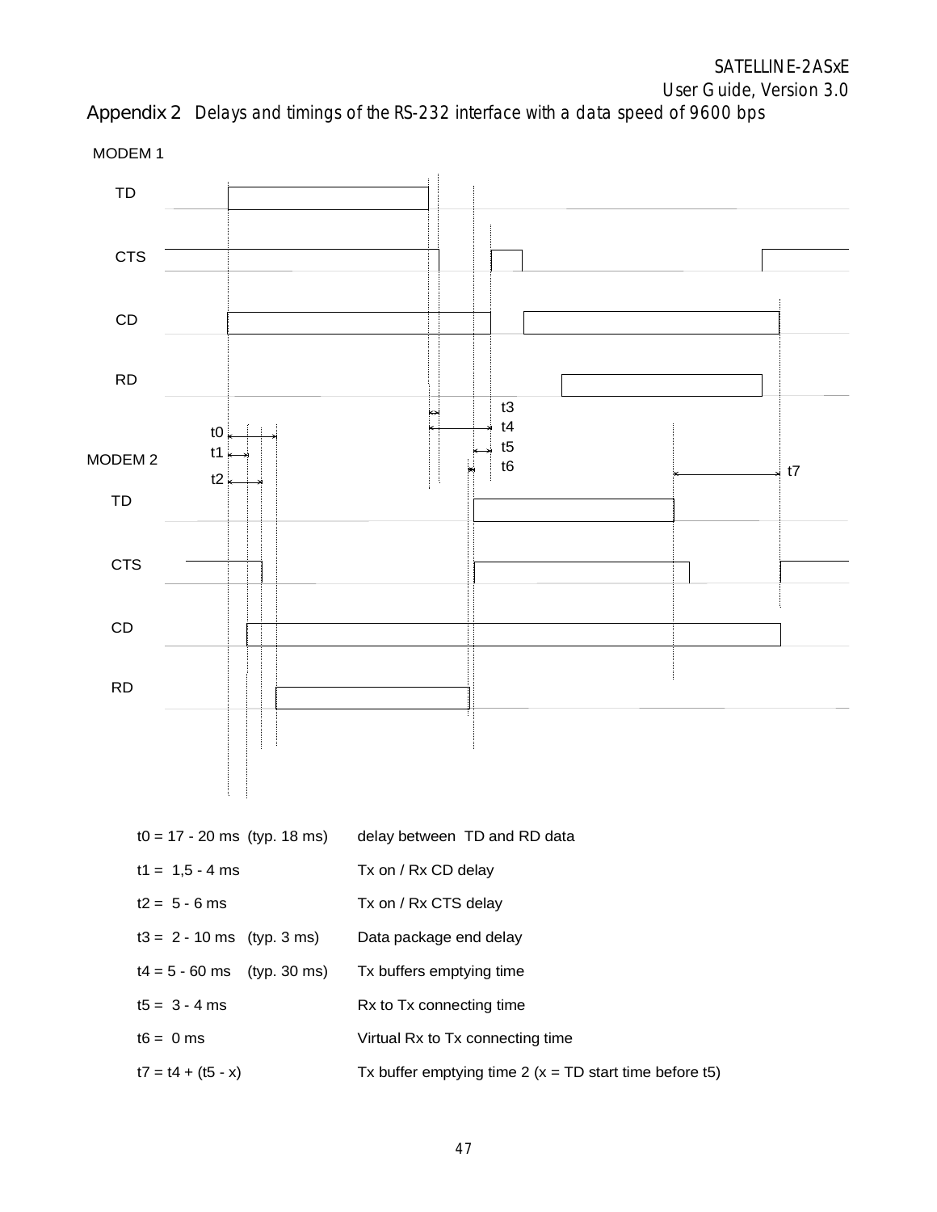## Appendix 2 Delays and timings of the RS-232 interface with a data speed of 9600 bps

MODEM 1

TD

CTS

CD

RD

t0

t1

t2

t3

t4

t5

t6

t7

MODEM 2

TD

CTS

CD

RD

| | | |
|---|---|
| t0 = 17 - 20 ms (typ. 18 ms) | delay between TD and RD data |
| t1 = 1,5 - 4 ms | Tx on / Rx CD delay |
| t2 = 5 - 6 ms | Tx on / Rx CTS delay |
| t3 = 2 - 10 ms (typ. 3 ms) | Data package end delay |
| t4 = 5 - 60 ms (typ. 30 ms) | Tx buffers emptying time |
| t5 = 3 - 4 ms | Rx to Tx connecting time |
| t6 = 0 ms | Virtual Rx to Tx connecting time |
| t7 = t4 + (t5 - x) | Tx buffer emptying time 2 (x = TD start time before t5) |